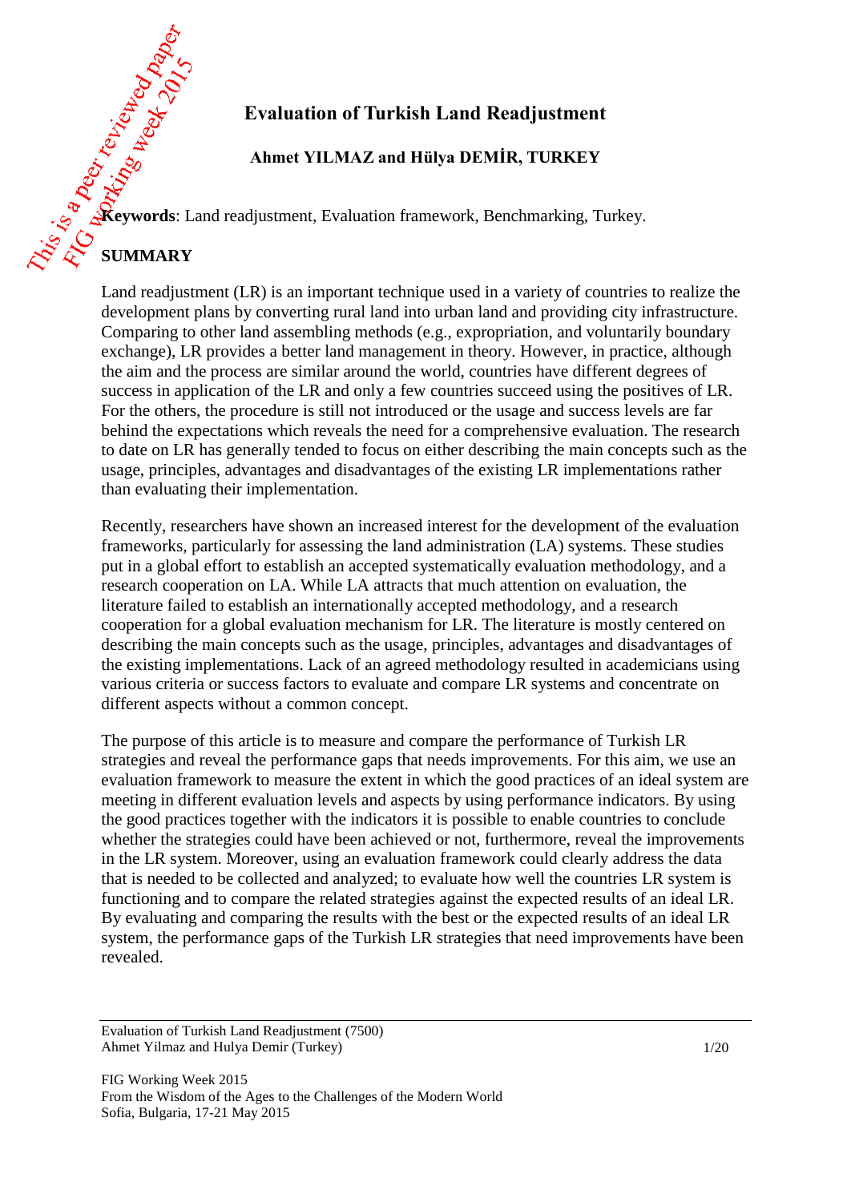# Evaluation of Turkish Land Readjustment

**Ahmet YILMAZ and Hülya DEMİR, TURKEY**

**Keywords**: Land readjustment, Evaluation framework, Benchmarking, Turkey.

## SUMMARY

Land readjustment (LR) is an important technique used in a variety of countries to realize the development plans by converting rural land into urban land and providing city infrastructure. Comparing to other land assembling methods (e.g., expropriation, and voluntarily boundary exchange), LR provides a better land management in theory. However, in practice, although the aim and the process are similar around the world, countries have different degrees of success in application of the LR and only a few countries succeed using the positives of LR. For the others, the procedure is still not introduced or the usage and success levels are far behind the expectations which reveals the need for a comprehensive evaluation. The research to date on LR has generally tended to focus on either describing the main concepts such as the usage, principles, advantages and disadvantages of the existing LR implementations rather than evaluating their implementation.

Recently, researchers have shown an increased interest for the development of the evaluation frameworks, particularly for assessing the land administration (LA) systems. These studies put in a global effort to establish an accepted systematically evaluation methodology, and a research cooperation on LA. While LA attracts that much attention on evaluation, the literature failed to establish an internationally accepted methodology, and a research cooperation for a global evaluation mechanism for LR. The literature is mostly centered on describing the main concepts such as the usage, principles, advantages and disadvantages of the existing implementations. Lack of an agreed methodology resulted in academicians using various criteria or success factors to evaluate and compare LR systems and concentrate on different aspects without a common concept.

The purpose of this article is to measure and compare the performance of Turkish LR strategies and reveal the performance gaps that needs improvements. For this aim, we use an evaluation framework to measure the extent in which the good practices of an ideal system are meeting in different evaluation levels and aspects by using performance indicators. By using the good practices together with the indicators it is possible to enable countries to conclude whether the strategies could have been achieved or not, furthermore, reveal the improvements in the LR system. Moreover, using an evaluation framework could clearly address the data that is needed to be collected and analyzed; to evaluate how well the countries LR system is functioning and to compare the related strategies against the expected results of an ideal LR. By evaluating and comparing the results with the best or the expected results of an ideal LR system, the performance gaps of the Turkish LR strategies that need improvements have been revealed.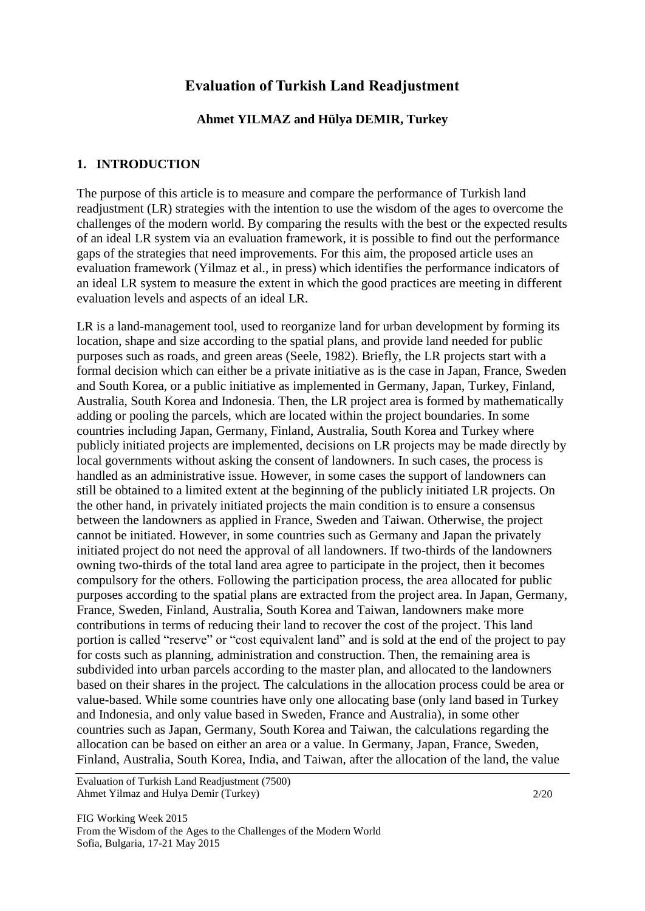# Evaluation of Turkish Land Readjustment

**Ahmet YILMAZ and Hülya DEMIR, Turkey**

## 1. INTRODUCTION

The purpose of this article is to measure and compare the performance of Turkish land readjustment (LR) strategies with the intention to use the wisdom of the ages to overcome the challenges of the modern world. By comparing the results with the best or the expected results of an ideal LR system via an evaluation framework, it is possible to find out the performance gaps of the strategies that need improvements. For this aim, the proposed article uses an evaluation framework (Yilmaz et al., in press) which identifies the performance indicators of an ideal LR system to measure the extent in which the good practices are meeting in different evaluation levels and aspects of an ideal LR.

LR is a land-management tool, used to reorganize land for urban development by forming its location, shape and size according to the spatial plans, and provide land needed for public purposes such as roads, and green areas (Seele, 1982). Briefly, the LR projects start with a formal decision which can either be a private initiative as is the case in Japan, France, Sweden and South Korea, or a public initiative as implemented in Germany, Japan, Turkey, Finland, Australia, South Korea and Indonesia. Then, the LR project area is formed by mathematically adding or pooling the parcels, which are located within the project boundaries. In some countries including Japan, Germany, Finland, Australia, South Korea and Turkey where publicly initiated projects are implemented, decisions on LR projects may be made directly by local governments without asking the consent of landowners. In such cases, the process is handled as an administrative issue. However, in some cases the support of landowners can still be obtained to a limited extent at the beginning of the publicly initiated LR projects. On the other hand, in privately initiated projects the main condition is to ensure a consensus between the landowners as applied in France, Sweden and Taiwan. Otherwise, the project cannot be initiated. However, in some countries such as Germany and Japan the privately initiated project do not need the approval of all landowners. If two-thirds of the landowners owning two-thirds of the total land area agree to participate in the project, then it becomes compulsory for the others. Following the participation process, the area allocated for public purposes according to the spatial plans are extracted from the project area. In Japan, Germany, France, Sweden, Finland, Australia, South Korea and Taiwan, landowners make more contributions in terms of reducing their land to recover the cost of the project. This land portion is called "reserve" or "cost equivalent land" and is sold at the end of the project to pay for costs such as planning, administration and construction. Then, the remaining area is subdivided into urban parcels according to the master plan, and allocated to the landowners based on their shares in the project. The calculations in the allocation process could be area or value-based. While some countries have only one allocating base (only land based in Turkey and Indonesia, and only value based in Sweden, France and Australia), in some other countries such as Japan, Germany, South Korea and Taiwan, the calculations regarding the allocation can be based on either an area or a value. In Germany, Japan, France, Sweden, Finland, Australia, South Korea, India, and Taiwan, after the allocation of the land, the value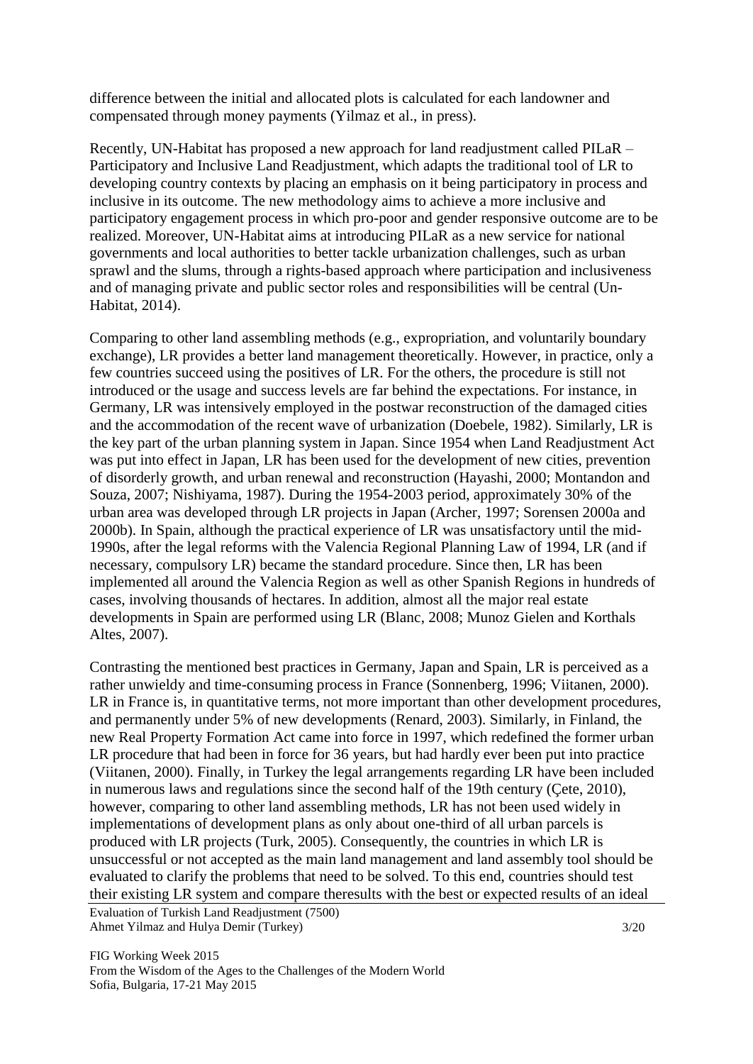difference between the initial and allocated plots is calculated for each landowner and compensated through money payments (Yilmaz et al., in press).

Recently, UN-Habitat has proposed a new approach for land readjustment called PILaR – Participatory and Inclusive Land Readjustment, which adapts the traditional tool of LR to developing country contexts by placing an emphasis on it being participatory in process and inclusive in its outcome. The new methodology aims to achieve a more inclusive and participatory engagement process in which pro-poor and gender responsive outcome are to be realized. Moreover, UN-Habitat aims at introducing PILaR as a new service for national governments and local authorities to better tackle urbanization challenges, such as urban sprawl and the slums, through a rights-based approach where participation and inclusiveness and of managing private and public sector roles and responsibilities will be central (Un-Habitat, 2014).

Comparing to other land assembling methods (e.g., expropriation, and voluntarily boundary exchange), LR provides a better land management theoretically. However, in practice, only a few countries succeed using the positives of LR. For the others, the procedure is still not introduced or the usage and success levels are far behind the expectations. For instance, in Germany, LR was intensively employed in the postwar reconstruction of the damaged cities and the accommodation of the recent wave of urbanization (Doebele, 1982). Similarly, LR is the key part of the urban planning system in Japan. Since 1954 when Land Readjustment Act was put into effect in Japan, LR has been used for the development of new cities, prevention of disorderly growth, and urban renewal and reconstruction (Hayashi, 2000; Montandon and Souza, 2007; Nishiyama, 1987). During the 1954-2003 period, approximately 30% of the urban area was developed through LR projects in Japan (Archer, 1997; Sorensen 2000a and 2000b). In Spain, although the practical experience of LR was unsatisfactory until the mid-1990s, after the legal reforms with the Valencia Regional Planning Law of 1994, LR (and if necessary, compulsory LR) became the standard procedure. Since then, LR has been implemented all around the Valencia Region as well as other Spanish Regions in hundreds of cases, involving thousands of hectares. In addition, almost all the major real estate developments in Spain are performed using LR (Blanc, 2008; Munoz Gielen and Korthals Altes, 2007).

Contrasting the mentioned best practices in Germany, Japan and Spain, LR is perceived as a rather unwieldy and time-consuming process in France (Sonnenberg, 1996; Viitanen, 2000). LR in France is, in quantitative terms, not more important than other development procedures, and permanently under 5% of new developments (Renard, 2003). Similarly, in Finland, the new Real Property Formation Act came into force in 1997, which redefined the former urban LR procedure that had been in force for 36 years, but had hardly ever been put into practice (Viitanen, 2000). Finally, in Turkey the legal arrangements regarding LR have been included in numerous laws and regulations since the second half of the 19th century (Çete, 2010), however, comparing to other land assembling methods, LR has not been used widely in implementations of development plans as only about one-third of all urban parcels is produced with LR projects (Turk, 2005). Consequently, the countries in which LR is unsuccessful or not accepted as the main land management and land assembly tool should be evaluated to clarify the problems that need to be solved. To this end, countries should test their existing LR system and compare theresults with the best or expected results of an ideal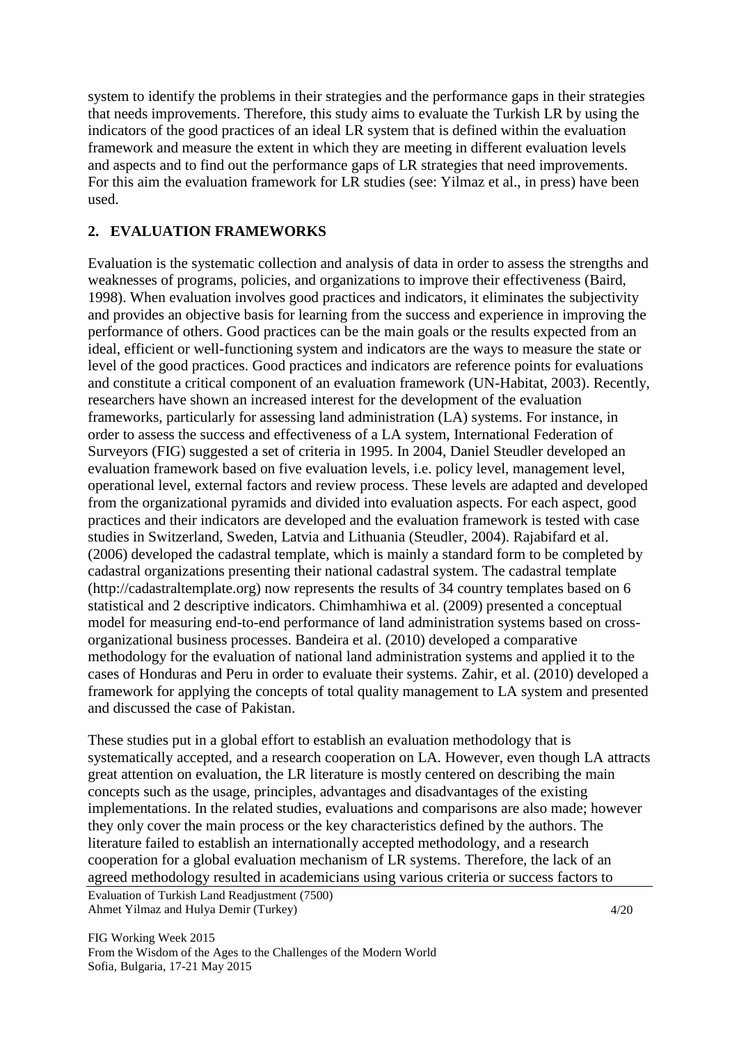system to identify the problems in their strategies and the performance gaps in their strategies that needs improvements. Therefore, this study aims to evaluate the Turkish LR by using the indicators of the good practices of an ideal LR system that is defined within the evaluation framework and measure the extent in which they are meeting in different evaluation levels and aspects and to find out the performance gaps of LR strategies that need improvements. For this aim the evaluation framework for LR studies (see: Yilmaz et al., in press) have been used.

## 2. EVALUATION FRAMEWORKS

Evaluation is the systematic collection and analysis of data in order to assess the strengths and weaknesses of programs, policies, and organizations to improve their effectiveness (Baird, 1998). When evaluation involves good practices and indicators, it eliminates the subjectivity and provides an objective basis for learning from the success and experience in improving the performance of others. Good practices can be the main goals or the results expected from an ideal, efficient or well-functioning system and indicators are the ways to measure the state or level of the good practices. Good practices and indicators are reference points for evaluations and constitute a critical component of an evaluation framework (UN-Habitat, 2003). Recently, researchers have shown an increased interest for the development of the evaluation frameworks, particularly for assessing land administration (LA) systems. For instance, in order to assess the success and effectiveness of a LA system, International Federation of Surveyors (FIG) suggested a set of criteria in 1995. In 2004, Daniel Steudler developed an evaluation framework based on five evaluation levels, i.e. policy level, management level, operational level, external factors and review process. These levels are adapted and developed from the organizational pyramids and divided into evaluation aspects. For each aspect, good practices and their indicators are developed and the evaluation framework is tested with case studies in Switzerland, Sweden, Latvia and Lithuania (Steudler, 2004). Rajabifard et al. (2006) developed the cadastral template, which is mainly a standard form to be completed by cadastral organizations presenting their national cadastral system. The cadastral template (http://cadastraltemplate.org) now represents the results of 34 country templates based on 6 statistical and 2 descriptive indicators. Chimhamhiwa et al. (2009) presented a conceptual model for measuring end-to-end performance of land administration systems based on cross-organizational business processes. Bandeira et al. (2010) developed a comparative methodology for the evaluation of national land administration systems and applied it to the cases of Honduras and Peru in order to evaluate their systems. Zahir, et al. (2010) developed a framework for applying the concepts of total quality management to LA system and presented and discussed the case of Pakistan.

These studies put in a global effort to establish an evaluation methodology that is systematically accepted, and a research cooperation on LA. However, even though LA attracts great attention on evaluation, the LR literature is mostly centered on describing the main concepts such as the usage, principles, advantages and disadvantages of the existing implementations. In the related studies, evaluations and comparisons are also made; however they only cover the main process or the key characteristics defined by the authors. The literature failed to establish an internationally accepted methodology, and a research cooperation for a global evaluation mechanism of LR systems. Therefore, the lack of an agreed methodology resulted in academicians using various criteria or success factors to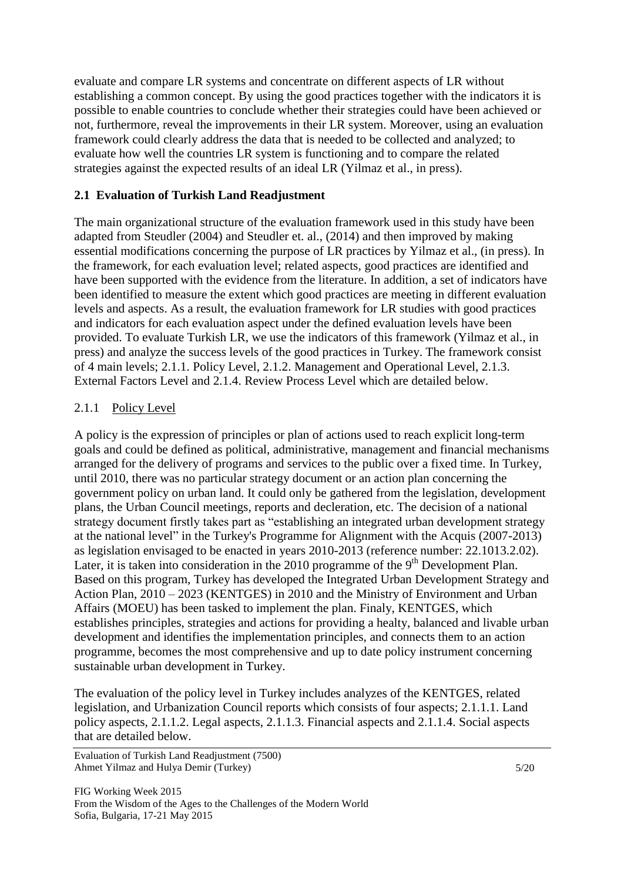evaluate and compare LR systems and concentrate on different aspects of LR without establishing a common concept. By using the good practices together with the indicators it is possible to enable countries to conclude whether their strategies could have been achieved or not, furthermore, reveal the improvements in their LR system. Moreover, using an evaluation framework could clearly address the data that is needed to be collected and analyzed; to evaluate how well the countries LR system is functioning and to compare the related strategies against the expected results of an ideal LR (Yilmaz et al., in press).

## 2.1 Evaluation of Turkish Land Readjustment

The main organizational structure of the evaluation framework used in this study have been adapted from Steudler (2004) and Steudler et. al., (2014) and then improved by making essential modifications concerning the purpose of LR practices by Yilmaz et al., (in press). In the framework, for each evaluation level; related aspects, good practices are identified and have been supported with the evidence from the literature. In addition, a set of indicators have been identified to measure the extent which good practices are meeting in different evaluation levels and aspects. As a result, the evaluation framework for LR studies with good practices and indicators for each evaluation aspect under the defined evaluation levels have been provided. To evaluate Turkish LR, we use the indicators of this framework (Yilmaz et al., in press) and analyze the success levels of the good practices in Turkey. The framework consist of 4 main levels; 2.1.1. Policy Level, 2.1.2. Management and Operational Level, 2.1.3. External Factors Level and 2.1.4. Review Process Level which are detailed below.

### 2.1.1 Policy Level

A policy is the expression of principles or plan of actions used to reach explicit long-term goals and could be defined as political, administrative, management and financial mechanisms arranged for the delivery of programs and services to the public over a fixed time. In Turkey, until 2010, there was no particular strategy document or an action plan concerning the government policy on urban land. It could only be gathered from the legislation, development plans, the Urban Council meetings, reports and decleration, etc. The decision of a national strategy document firstly takes part as "establishing an integrated urban development strategy at the national level" in the Turkey's Programme for Alignment with the Acquis (2007-2013) as legislation envisaged to be enacted in years 2010-2013 (reference number: 22.1013.2.02). Later, it is taken into consideration in the 2010 programme of the 9th Development Plan. Based on this program, Turkey has developed the Integrated Urban Development Strategy and Action Plan, 2010 – 2023 (KENTGES) in 2010 and the Ministry of Environment and Urban Affairs (MOEU) has been tasked to implement the plan. Finaly, KENTGES, which establishes principles, strategies and actions for providing a healty, balanced and livable urban development and identifies the implementation principles, and connects them to an action programme, becomes the most comprehensive and up to date policy instrument concerning sustainable urban development in Turkey.

The evaluation of the policy level in Turkey includes analyzes of the KENTGES, related legislation, and Urbanization Council reports which consists of four aspects; 2.1.1.1. Land policy aspects, 2.1.1.2. Legal aspects, 2.1.1.3. Financial aspects and 2.1.1.4. Social aspects that are detailed below.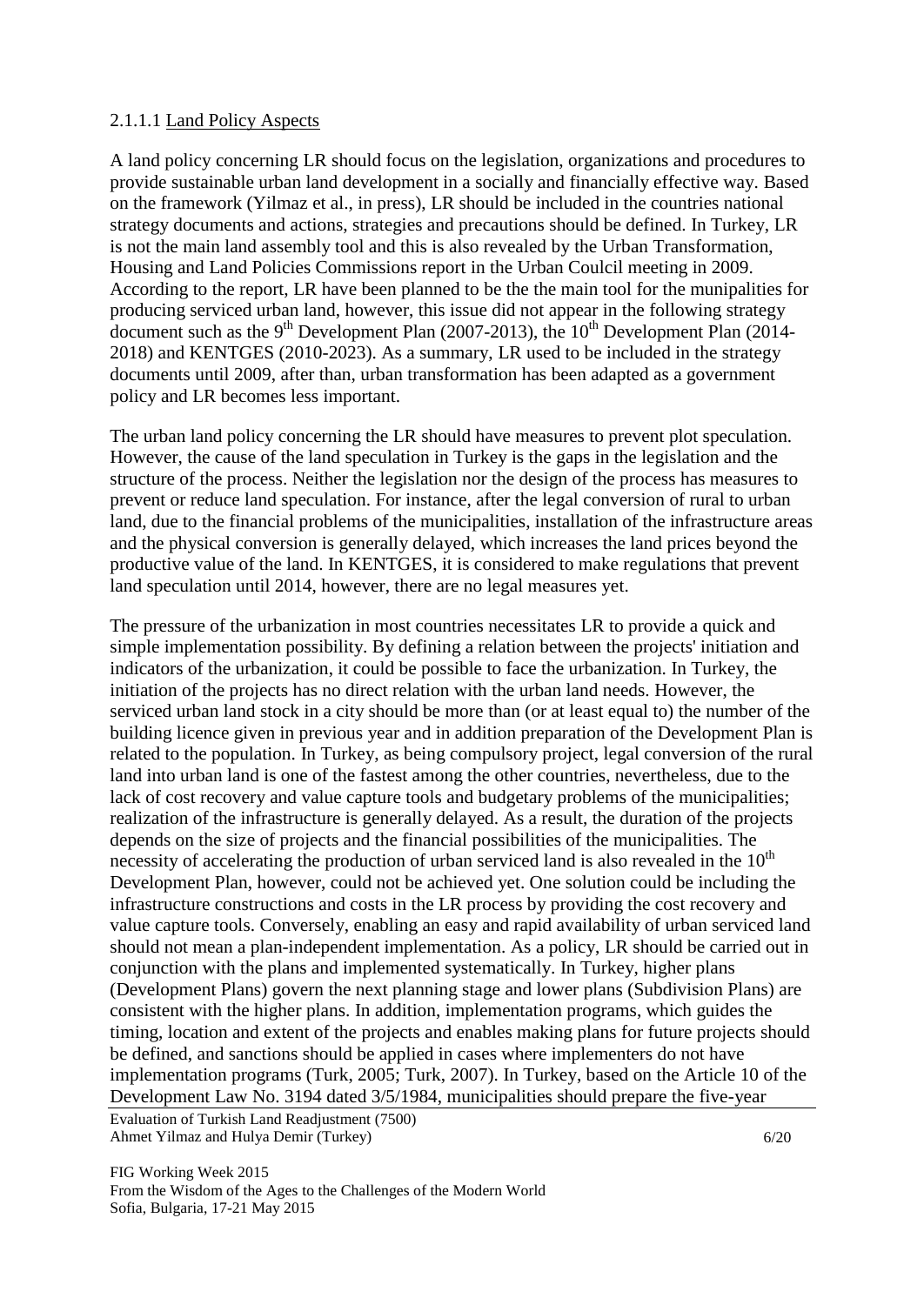#### 2.1.1.1 Land Policy Aspects

A land policy concerning LR should focus on the legislation, organizations and procedures to provide sustainable urban land development in a socially and financially effective way. Based on the framework (Yilmaz et al., in press), LR should be included in the countries national strategy documents and actions, strategies and precautions should be defined. In Turkey, LR is not the main land assembly tool and this is also revealed by the Urban Transformation, Housing and Land Policies Commissions report in the Urban Coulcil meeting in 2009. According to the report, LR have been planned to be the the main tool for the munipalities for producing serviced urban land, however, this issue did not appear in the following strategy document such as the 9[th] Development Plan (2007-2013), the 10[th] Development Plan (2014-2018) and KENTGES (2010-2023). As a summary, LR used to be included in the strategy documents until 2009, after than, urban transformation has been adapted as a government policy and LR becomes less important.

The urban land policy concerning the LR should have measures to prevent plot speculation. However, the cause of the land speculation in Turkey is the gaps in the legislation and the structure of the process. Neither the legislation nor the design of the process has measures to prevent or reduce land speculation. For instance, after the legal conversion of rural to urban land, due to the financial problems of the municipalities, installation of the infrastructure areas and the physical conversion is generally delayed, which increases the land prices beyond the productive value of the land. In KENTGES, it is considered to make regulations that prevent land speculation until 2014, however, there are no legal measures yet.

The pressure of the urbanization in most countries necessitates LR to provide a quick and simple implementation possibility. By defining a relation between the projects' initiation and indicators of the urbanization, it could be possible to face the urbanization. In Turkey, the initiation of the projects has no direct relation with the urban land needs. However, the serviced urban land stock in a city should be more than (or at least equal to) the number of the building licence given in previous year and in addition preparation of the Development Plan is related to the population. In Turkey, as being compulsory project, legal conversion of the rural land into urban land is one of the fastest among the other countries, nevertheless, due to the lack of cost recovery and value capture tools and budgetary problems of the municipalities; realization of the infrastructure is generally delayed. As a result, the duration of the projects depends on the size of projects and the financial possibilities of the municipalities. The necessity of accelerating the production of urban serviced land is also revealed in the 10[th] Development Plan, however, could not be achieved yet. One solution could be including the infrastructure constructions and costs in the LR process by providing the cost recovery and value capture tools. Conversely, enabling an easy and rapid availability of urban serviced land should not mean a plan-independent implementation. As a policy, LR should be carried out in conjunction with the plans and implemented systematically. In Turkey, higher plans (Development Plans) govern the next planning stage and lower plans (Subdivision Plans) are consistent with the higher plans. In addition, implementation programs, which guides the timing, location and extent of the projects and enables making plans for future projects should be defined, and sanctions should be applied in cases where implementers do not have implementation programs (Turk, 2005; Turk, 2007). In Turkey, based on the Article 10 of the Development Law No. 3194 dated 3/5/1984, municipalities should prepare the five-year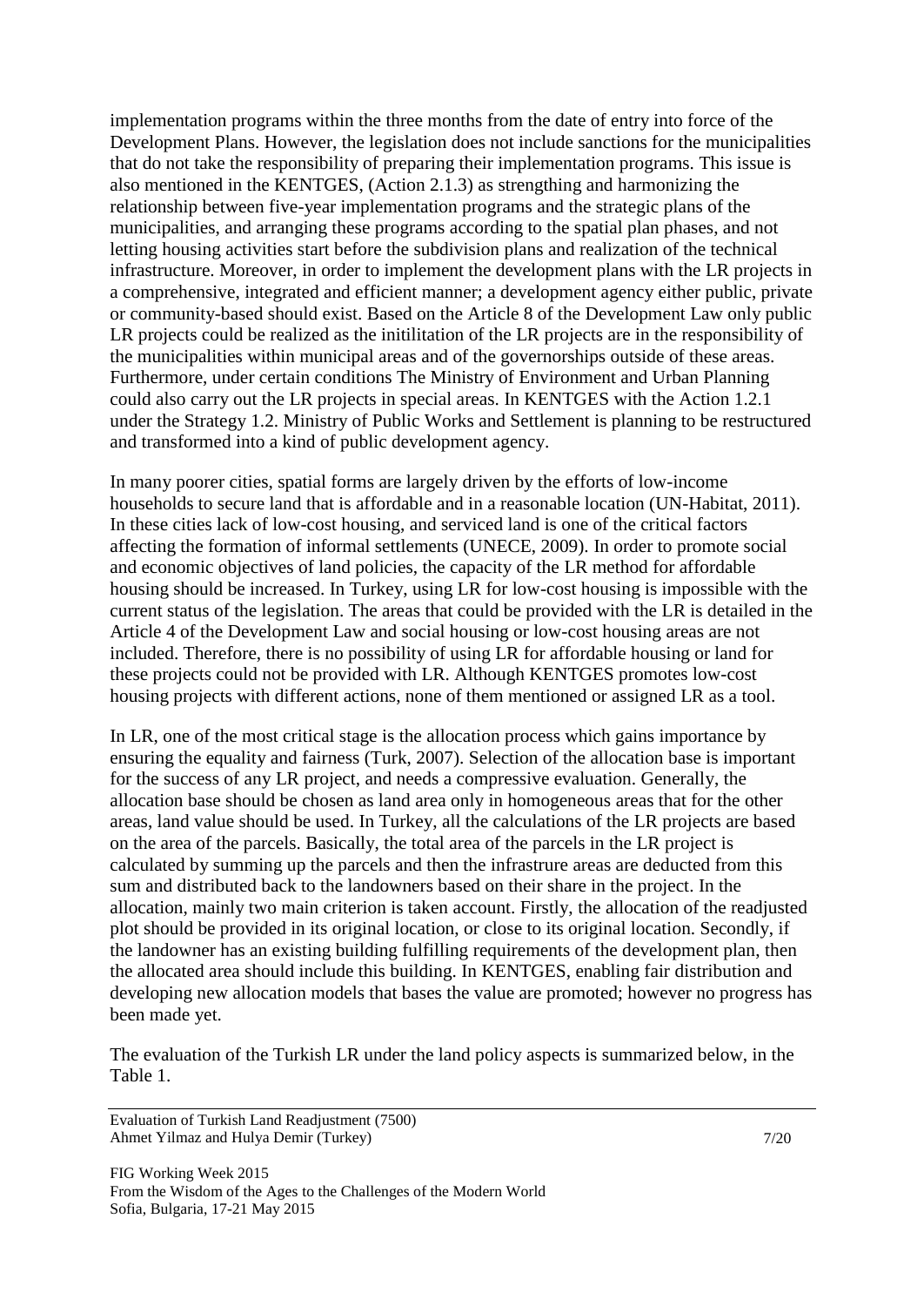implementation programs within the three months from the date of entry into force of the Development Plans. However, the legislation does not include sanctions for the municipalities that do not take the responsibility of preparing their implementation programs. This issue is also mentioned in the KENTGES, (Action 2.1.3) as strengthing and harmonizing the relationship between five-year implementation programs and the strategic plans of the municipalities, and arranging these programs according to the spatial plan phases, and not letting housing activities start before the subdivision plans and realization of the technical infrastructure. Moreover, in order to implement the development plans with the LR projects in a comprehensive, integrated and efficient manner; a development agency either public, private or community-based should exist. Based on the Article 8 of the Development Law only public LR projects could be realized as the initilitation of the LR projects are in the responsibility of the municipalities within municipal areas and of the governorships outside of these areas. Furthermore, under certain conditions The Ministry of Environment and Urban Planning could also carry out the LR projects in special areas. In KENTGES with the Action 1.2.1 under the Strategy 1.2. Ministry of Public Works and Settlement is planning to be restructured and transformed into a kind of public development agency.

In many poorer cities, spatial forms are largely driven by the efforts of low-income households to secure land that is affordable and in a reasonable location (UN-Habitat, 2011). In these cities lack of low-cost housing, and serviced land is one of the critical factors affecting the formation of informal settlements (UNECE, 2009). In order to promote social and economic objectives of land policies, the capacity of the LR method for affordable housing should be increased. In Turkey, using LR for low-cost housing is impossible with the current status of the legislation. The areas that could be provided with the LR is detailed in the Article 4 of the Development Law and social housing or low-cost housing areas are not included. Therefore, there is no possibility of using LR for affordable housing or land for these projects could not be provided with LR. Although KENTGES promotes low-cost housing projects with different actions, none of them mentioned or assigned LR as a tool.

In LR, one of the most critical stage is the allocation process which gains importance by ensuring the equality and fairness (Turk, 2007). Selection of the allocation base is important for the success of any LR project, and needs a compressive evaluation. Generally, the allocation base should be chosen as land area only in homogeneous areas that for the other areas, land value should be used. In Turkey, all the calculations of the LR projects are based on the area of the parcels. Basically, the total area of the parcels in the LR project is calculated by summing up the parcels and then the infrastrure areas are deducted from this sum and distributed back to the landowners based on their share in the project. In the allocation, mainly two main criterion is taken account. Firstly, the allocation of the readjusted plot should be provided in its original location, or close to its original location. Secondly, if the landowner has an existing building fulfilling requirements of the development plan, then the allocated area should include this building. In KENTGES, enabling fair distribution and developing new allocation models that bases the value are promoted; however no progress has been made yet.

The evaluation of the Turkish LR under the land policy aspects is summarized below, in the Table 1.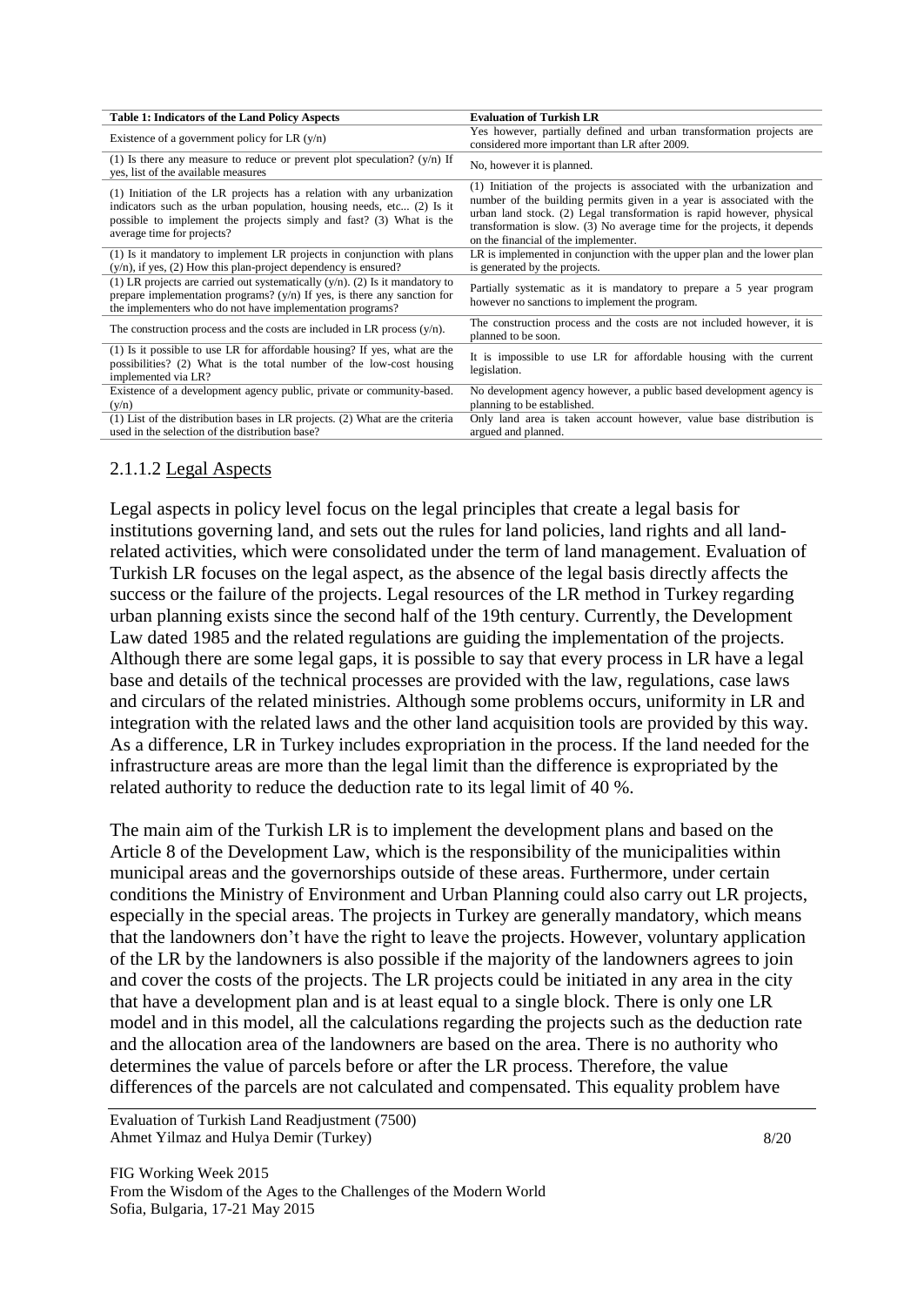| Table 1: Indicators of the Land Policy Aspects | Evaluation of Turkish LR |
|---|---|
| Existence of a government policy for LR (y/n) | Yes however, partially defined and urban transformation projects are considered more important than LR after 2009. |
| (1) Is there any measure to reduce or prevent plot speculation? (y/n) If yes, list of the available measures | No, however it is planned. |
| (1) Initiation of the LR projects has a relation with any urbanization indicators such as the urban population, housing needs, etc... (2) Is it possible to implement the projects simply and fast? (3) What is the average time for projects? | (1) Initiation of the projects is associated with the urbanization and number of the building permits given in a year is associated with the urban land stock. (2) Legal transformation is rapid however, physical transformation is slow. (3) No average time for the projects, it depends on the financial of the implementer. |
| (1) Is it mandatory to implement LR projects in conjunction with plans (y/n), if yes, (2) How this plan-project dependency is ensured? | LR is implemented in conjunction with the upper plan and the lower plan is generated by the projects. |
| (1) LR projects are carried out systematically (y/n). (2) Is it mandatory to prepare implementation programs? (y/n) If yes, is there any sanction for the implementers who do not have implementation programs? | Partially systematic as it is mandatory to prepare a 5 year program however no sanctions to implement the program. |
| The construction process and the costs are included in LR process (y/n). | The construction process and the costs are not included however, it is planned to be soon. |
| (1) Is it possible to use LR for affordable housing? If yes, what are the possibilities? (2) What is the total number of the low-cost housing implemented via LR? | It is impossible to use LR for affordable housing with the current legislation. |
| Existence of a development agency public, private or community-based. (y/n) | No development agency however, a public based development agency is planning to be established. |
| (1) List of the distribution bases in LR projects. (2) What are the criteria used in the selection of the distribution base? | Only land area is taken account however, value base distribution is argued and planned. |

#### 2.1.1.2 Legal Aspects

Legal aspects in policy level focus on the legal principles that create a legal basis for institutions governing land, and sets out the rules for land policies, land rights and all land-related activities, which were consolidated under the term of land management. Evaluation of Turkish LR focuses on the legal aspect, as the absence of the legal basis directly affects the success or the failure of the projects. Legal resources of the LR method in Turkey regarding urban planning exists since the second half of the 19th century. Currently, the Development Law dated 1985 and the related regulations are guiding the implementation of the projects. Although there are some legal gaps, it is possible to say that every process in LR have a legal base and details of the technical processes are provided with the law, regulations, case laws and circulars of the related ministries. Although some problems occurs, uniformity in LR and integration with the related laws and the other land acquisition tools are provided by this way. As a difference, LR in Turkey includes expropriation in the process. If the land needed for the infrastructure areas are more than the legal limit than the difference is expropriated by the related authority to reduce the deduction rate to its legal limit of 40 %.

The main aim of the Turkish LR is to implement the development plans and based on the Article 8 of the Development Law, which is the responsibility of the municipalities within municipal areas and the governorships outside of these areas. Furthermore, under certain conditions the Ministry of Environment and Urban Planning could also carry out LR projects, especially in the special areas. The projects in Turkey are generally mandatory, which means that the landowners don't have the right to leave the projects. However, voluntary application of the LR by the landowners is also possible if the majority of the landowners agrees to join and cover the costs of the projects. The LR projects could be initiated in any area in the city that have a development plan and is at least equal to a single block. There is only one LR model and in this model, all the calculations regarding the projects such as the deduction rate and the allocation area of the landowners are based on the area. There is no authority who determines the value of parcels before or after the LR process. Therefore, the value differences of the parcels are not calculated and compensated. This equality problem have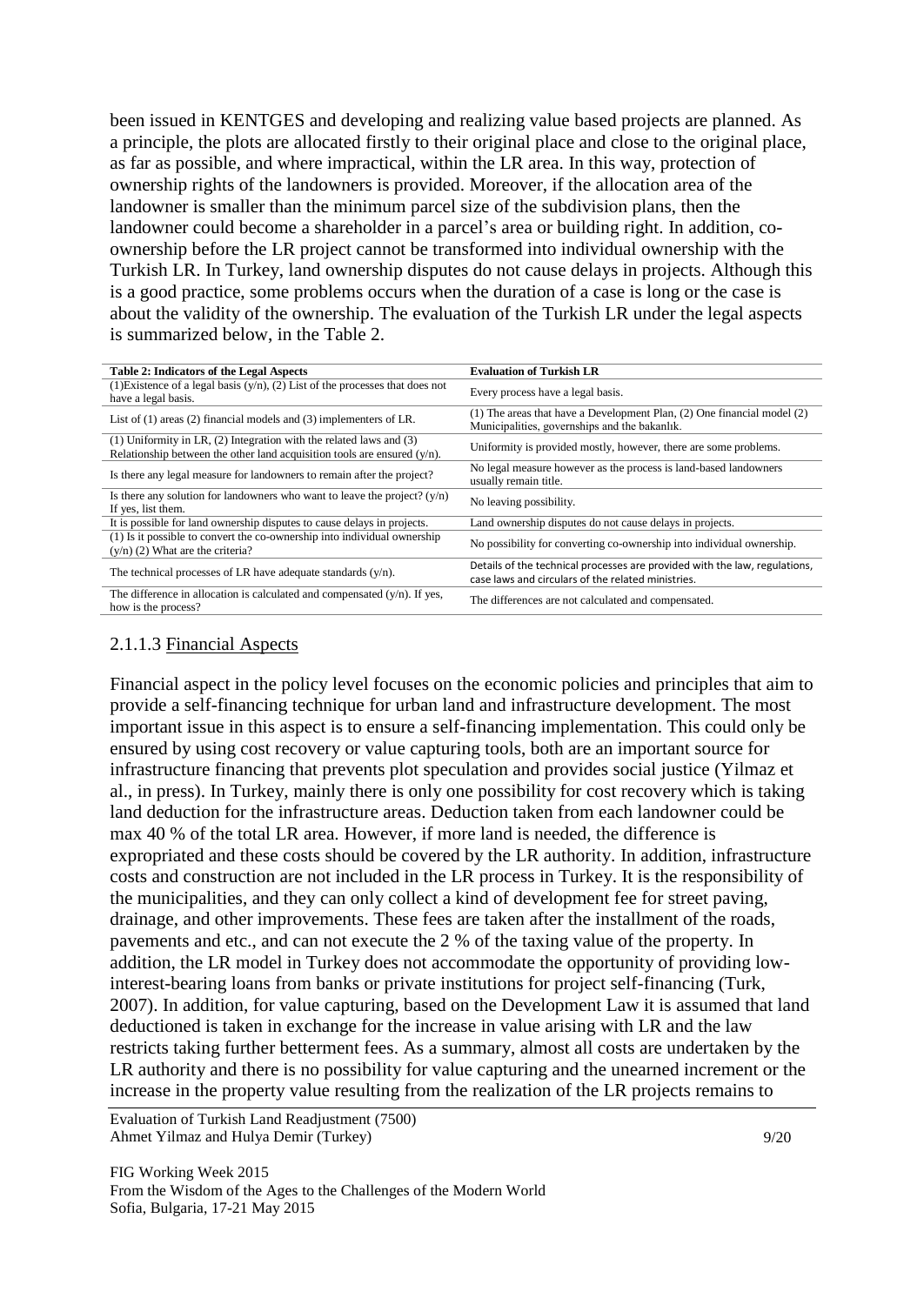been issued in KENTGES and developing and realizing value based projects are planned. As a principle, the plots are allocated firstly to their original place and close to the original place, as far as possible, and where impractical, within the LR area. In this way, protection of ownership rights of the landowners is provided. Moreover, if the allocation area of the landowner is smaller than the minimum parcel size of the subdivision plans, then the landowner could become a shareholder in a parcel's area or building right. In addition, co-ownership before the LR project cannot be transformed into individual ownership with the Turkish LR. In Turkey, land ownership disputes do not cause delays in projects. Although this is a good practice, some problems occurs when the duration of a case is long or the case is about the validity of the ownership. The evaluation of the Turkish LR under the legal aspects is summarized below, in the Table 2.

| Table 2: Indicators of the Legal Aspects | Evaluation of Turkish LR |
|---|---|
| (1)Existence of a legal basis (y/n), (2) List of the processes that does not have a legal basis. | Every process have a legal basis. |
| List of (1) areas (2) financial models and (3) implementers of LR. | (1) The areas that have a Development Plan, (2) One financial model (2) Municipalities, governships and the bakanlık. |
| (1) Uniformity in LR, (2) Integration with the related laws and (3) Relationship between the other land acquisition tools are ensured (y/n). | Uniformity is provided mostly, however, there are some problems. |
| Is there any legal measure for landowners to remain after the project? | No legal measure however as the process is land-based landowners usually remain title. |
| Is there any solution for landowners who want to leave the project? (y/n) If yes, list them. | No leaving possibility. |
| It is possible for land ownership disputes to cause delays in projects. | Land ownership disputes do not cause delays in projects. |
| (1) Is it possible to convert the co-ownership into individual ownership (y/n) (2) What are the criteria? | No possibility for converting co-ownership into individual ownership. |
| The technical processes of LR have adequate standards (y/n). | Details of the technical processes are provided with the law, regulations, case laws and circulars of the related ministries. |
| The difference in allocation is calculated and compensated (y/n). If yes, how is the process? | The differences are not calculated and compensated. |

#### 2.1.1.3 Financial Aspects

Financial aspect in the policy level focuses on the economic policies and principles that aim to provide a self-financing technique for urban land and infrastructure development. The most important issue in this aspect is to ensure a self-financing implementation. This could only be ensured by using cost recovery or value capturing tools, both are an important source for infrastructure financing that prevents plot speculation and provides social justice (Yilmaz et al., in press). In Turkey, mainly there is only one possibility for cost recovery which is taking land deduction for the infrastructure areas. Deduction taken from each landowner could be max 40 % of the total LR area. However, if more land is needed, the difference is expropriated and these costs should be covered by the LR authority. In addition, infrastructure costs and construction are not included in the LR process in Turkey. It is the responsibility of the municipalities, and they can only collect a kind of development fee for street paving, drainage, and other improvements. These fees are taken after the installment of the roads, pavements and etc., and can not execute the 2 % of the taxing value of the property. In addition, the LR model in Turkey does not accommodate the opportunity of providing low-interest-bearing loans from banks or private institutions for project self-financing (Turk, 2007). In addition, for value capturing, based on the Development Law it is assumed that land deductioned is taken in exchange for the increase in value arising with LR and the law restricts taking further betterment fees. As a summary, almost all costs are undertaken by the LR authority and there is no possibility for value capturing and the unearned increment or the increase in the property value resulting from the realization of the LR projects remains to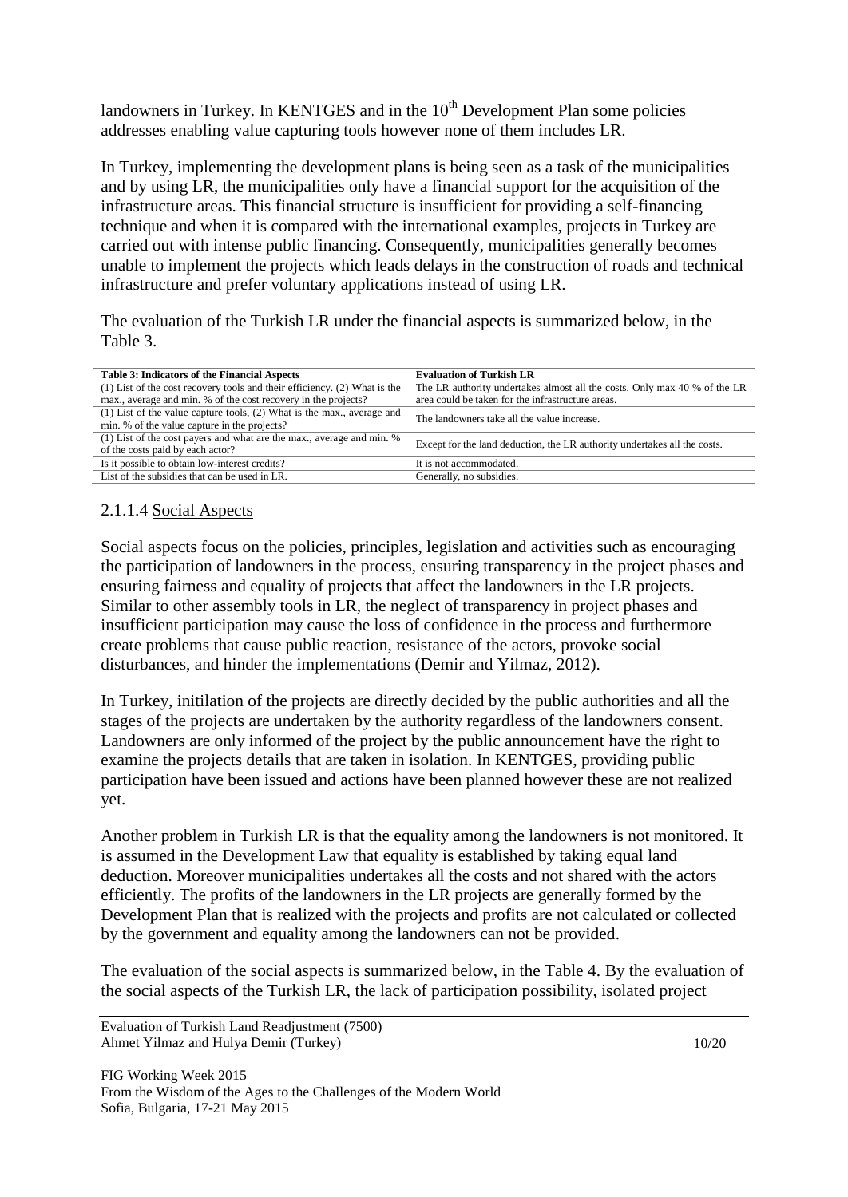landowners in Turkey. In KENTGES and in the 10th Development Plan some policies addresses enabling value capturing tools however none of them includes LR.

In Turkey, implementing the development plans is being seen as a task of the municipalities and by using LR, the municipalities only have a financial support for the acquisition of the infrastructure areas. This financial structure is insufficient for providing a self-financing technique and when it is compared with the international examples, projects in Turkey are carried out with intense public financing. Consequently, municipalities generally becomes unable to implement the projects which leads delays in the construction of roads and technical infrastructure and prefer voluntary applications instead of using LR.

The evaluation of the Turkish LR under the financial aspects is summarized below, in the Table 3.

| **Table 3: Indicators of the Financial Aspects** | **Evaluation of Turkish LR** |
|---|---|
| (1) List of the cost recovery tools and their efficiency. (2) What is the max., average and min. % of the cost recovery in the projects? | The LR authority undertakes almost all the costs. Only max 40 % of the LR area could be taken for the infrastructure areas. |
| (1) List of the value capture tools, (2) What is the max., average and min. % of the value capture in the projects? | The landowners take all the value increase. |
| (1) List of the cost payers and what are the max., average and min. % of the costs paid by each actor? | Except for the land deduction, the LR authority undertakes all the costs. |
| Is it possible to obtain low-interest credits? | It is not accommodated. |
| List of the subsidies that can be used in LR. | Generally, no subsidies. |

#### 2.1.1.4 Social Aspects

Social aspects focus on the policies, principles, legislation and activities such as encouraging the participation of landowners in the process, ensuring transparency in the project phases and ensuring fairness and equality of projects that affect the landowners in the LR projects. Similar to other assembly tools in LR, the neglect of transparency in project phases and insufficient participation may cause the loss of confidence in the process and furthermore create problems that cause public reaction, resistance of the actors, provoke social disturbances, and hinder the implementations (Demir and Yilmaz, 2012).

In Turkey, initilation of the projects are directly decided by the public authorities and all the stages of the projects are undertaken by the authority regardless of the landowners consent. Landowners are only informed of the project by the public announcement have the right to examine the projects details that are taken in isolation. In KENTGES, providing public participation have been issued and actions have been planned however these are not realized yet.

Another problem in Turkish LR is that the equality among the landowners is not monitored. It is assumed in the Development Law that equality is established by taking equal land deduction. Moreover municipalities undertakes all the costs and not shared with the actors efficiently. The profits of the landowners in the LR projects are generally formed by the Development Plan that is realized with the projects and profits are not calculated or collected by the government and equality among the landowners can not be provided.

The evaluation of the social aspects is summarized below, in the Table 4. By the evaluation of the social aspects of the Turkish LR, the lack of participation possibility, isolated project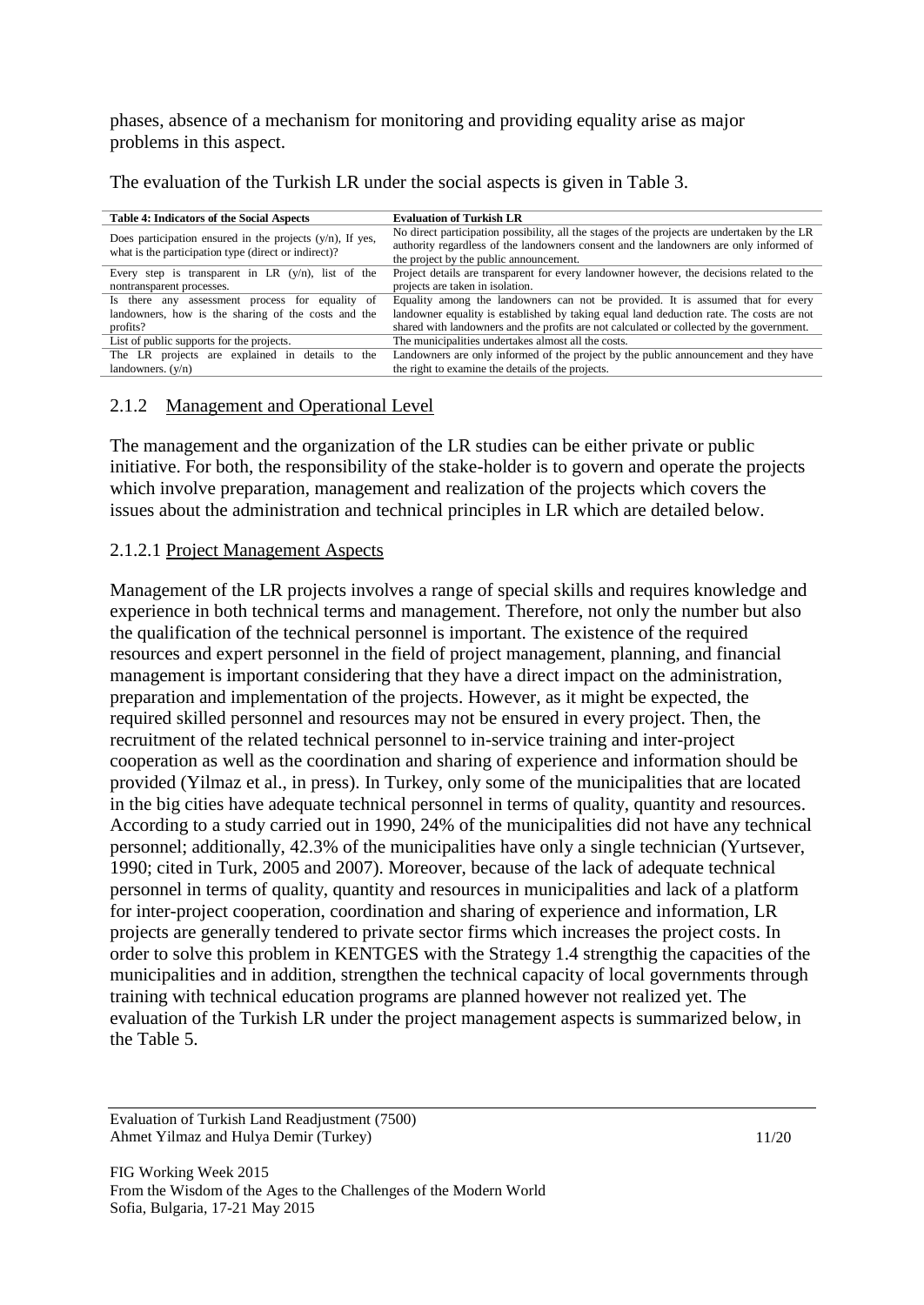phases, absence of a mechanism for monitoring and providing equality arise as major problems in this aspect.

The evaluation of the Turkish LR under the social aspects is given in Table 3.

| Table 4: Indicators of the Social Aspects | Evaluation of Turkish LR |
|---|---|
| Does participation ensured in the projects (y/n), If yes, what is the participation type (direct or indirect)? | No direct participation possibility, all the stages of the projects are undertaken by the LR authority regardless of the landowners consent and the landowners are only informed of the project by the public announcement. |
| Every step is transparent in LR (y/n), list of the nontransparent processes. | Project details are transparent for every landowner however, the decisions related to the projects are taken in isolation. |
| Is there any assessment process for equality of landowners, how is the sharing of the costs and the profits? | Equality among the landowners can not be provided. It is assumed that for every landowner equality is established by taking equal land deduction rate. The costs are not shared with landowners and the profits are not calculated or collected by the government. |
| List of public supports for the projects. | The municipalities undertakes almost all the costs. |
| The LR projects are explained in details to the landowners. (y/n) | Landowners are only informed of the project by the public announcement and they have the right to examine the details of the projects. |

### 2.1.2 Management and Operational Level

The management and the organization of the LR studies can be either private or public initiative. For both, the responsibility of the stake-holder is to govern and operate the projects which involve preparation, management and realization of the projects which covers the issues about the administration and technical principles in LR which are detailed below.

#### 2.1.2.1 Project Management Aspects

Management of the LR projects involves a range of special skills and requires knowledge and experience in both technical terms and management. Therefore, not only the number but also the qualification of the technical personnel is important. The existence of the required resources and expert personnel in the field of project management, planning, and financial management is important considering that they have a direct impact on the administration, preparation and implementation of the projects. However, as it might be expected, the required skilled personnel and resources may not be ensured in every project. Then, the recruitment of the related technical personnel to in-service training and inter-project cooperation as well as the coordination and sharing of experience and information should be provided (Yilmaz et al., in press). In Turkey, only some of the municipalities that are located in the big cities have adequate technical personnel in terms of quality, quantity and resources. According to a study carried out in 1990, 24% of the municipalities did not have any technical personnel; additionally, 42.3% of the municipalities have only a single technician (Yurtsever, 1990; cited in Turk, 2005 and 2007). Moreover, because of the lack of adequate technical personnel in terms of quality, quantity and resources in municipalities and lack of a platform for inter-project cooperation, coordination and sharing of experience and information, LR projects are generally tendered to private sector firms which increases the project costs. In order to solve this problem in KENTGES with the Strategy 1.4 strengthig the capacities of the municipalities and in addition, strengthen the technical capacity of local governments through training with technical education programs are planned however not realized yet. The evaluation of the Turkish LR under the project management aspects is summarized below, in the Table 5.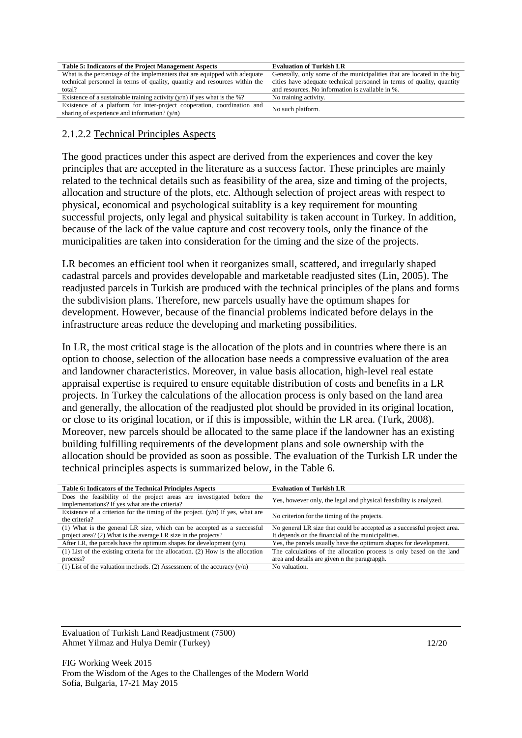| Table 5: Indicators of the Project Management Aspects | Evaluation of Turkish LR |
|---|---|
| What is the percentage of the implementers that are equipped with adequate technical personnel in terms of quality, quantity and resources within the total? | Generally, only some of the municipalities that are located in the big cities have adequate technical personnel in terms of quality, quantity and resources. No information is available in %. |
| Existence of a sustainable training activity (y/n) if yes what is the %? | No training activity. |
| Existence of a platform for inter-project cooperation, coordination and sharing of experience and information? (y/n) | No such platform. |

#### 2.1.2.2 Technical Principles Aspects

The good practices under this aspect are derived from the experiences and cover the key principles that are accepted in the literature as a success factor. These principles are mainly related to the technical details such as feasibility of the area, size and timing of the projects, allocation and structure of the plots, etc. Although selection of project areas with respect to physical, economical and psychological suitablity is a key requirement for mounting successful projects, only legal and physical suitability is taken account in Turkey. In addition, because of the lack of the value capture and cost recovery tools, only the finance of the municipalities are taken into consideration for the timing and the size of the projects.

LR becomes an efficient tool when it reorganizes small, scattered, and irregularly shaped cadastral parcels and provides developable and marketable readjusted sites (Lin, 2005). The readjusted parcels in Turkish are produced with the technical principles of the plans and forms the subdivision plans. Therefore, new parcels usually have the optimum shapes for development. However, because of the financial problems indicated before delays in the infrastructure areas reduce the developing and marketing possibilities.

In LR, the most critical stage is the allocation of the plots and in countries where there is an option to choose, selection of the allocation base needs a compressive evaluation of the area and landowner characteristics. Moreover, in value basis allocation, high-level real estate appraisal expertise is required to ensure equitable distribution of costs and benefits in a LR projects. In Turkey the calculations of the allocation process is only based on the land area and generally, the allocation of the readjusted plot should be provided in its original location, or close to its original location, or if this is impossible, within the LR area. (Turk, 2008). Moreover, new parcels should be allocated to the same place if the landowner has an existing building fulfilling requirements of the development plans and sole ownership with the allocation should be provided as soon as possible. The evaluation of the Turkish LR under the technical principles aspects is summarized below, in the Table 6.

| Table 6: Indicators of the Technical Principles Aspects | Evaluation of Turkish LR |
|---|---|
| Does the feasibility of the project areas are investigated before the implementations? If yes what are the criteria? | Yes, however only, the legal and physical feasibility is analyzed. |
| Existence of a criterion for the timing of the project. (y/n) If yes, what are the criteria? | No criterion for the timing of the projects. |
| (1) What is the general LR size, which can be accepted as a successful project area? (2) What is the average LR size in the projects? | No general LR size that could be accepted as a successful project area. It depends on the financial of the municipalities. |
| After LR, the parcels have the optimum shapes for development (y/n). | Yes, the parcels usually have the optimum shapes for development. |
| (1) List of the existing criteria for the allocation. (2) How is the allocation process? | The calculations of the allocation process is only based on the land area and details are given n the paragrapgh. |
| (1) List of the valuation methods. (2) Assessment of the accuracy (y/n) | No valuation. |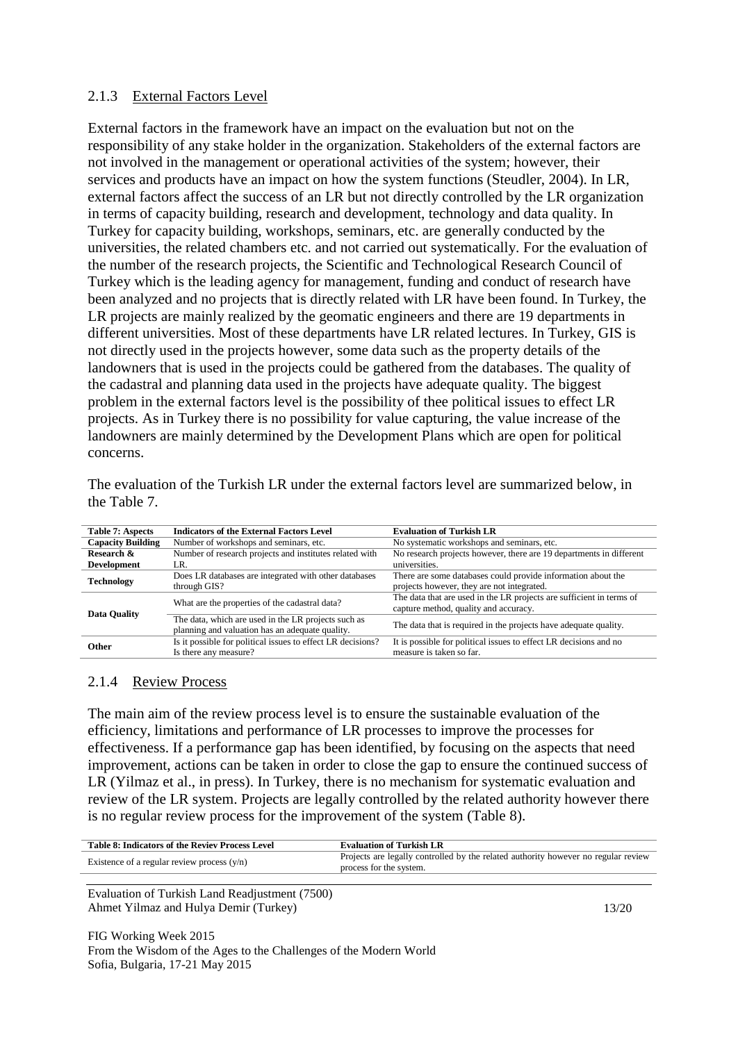### 2.1.3 External Factors Level

External factors in the framework have an impact on the evaluation but not on the responsibility of any stake holder in the organization. Stakeholders of the external factors are not involved in the management or operational activities of the system; however, their services and products have an impact on how the system functions (Steudler, 2004). In LR, external factors affect the success of an LR but not directly controlled by the LR organization in terms of capacity building, research and development, technology and data quality. In Turkey for capacity building, workshops, seminars, etc. are generally conducted by the universities, the related chambers etc. and not carried out systematically. For the evaluation of the number of the research projects, the Scientific and Technological Research Council of Turkey which is the leading agency for management, funding and conduct of research have been analyzed and no projects that is directly related with LR have been found. In Turkey, the LR projects are mainly realized by the geomatic engineers and there are 19 departments in different universities. Most of these departments have LR related lectures. In Turkey, GIS is not directly used in the projects however, some data such as the property details of the landowners that is used in the projects could be gathered from the databases. The quality of the cadastral and planning data used in the projects have adequate quality. The biggest problem in the external factors level is the possibility of thee political issues to effect LR projects. As in Turkey there is no possibility for value capturing, the value increase of the landowners are mainly determined by the Development Plans which are open for political concerns.

The evaluation of the Turkish LR under the external factors level are summarized below, in the Table 7.

| Table 7: Aspects | Indicators of the External Factors Level | Evaluation of Turkish LR |
|---|---|---|
| **Capacity Building** | Number of workshops and seminars, etc. | No systematic workshops and seminars, etc. |
| **Research & Development** | Number of research projects and institutes related with LR. | No research projects however, there are 19 departments in different universities. |
| **Technology** | Does LR databases are integrated with other databases through GIS? | There are some databases could provide information about the projects however, they are not integrated. |
| **Data Quality** | What are the properties of the cadastral data? | The data that are used in the LR projects are sufficient in terms of capture method, quality and accuracy. |
| | The data, which are used in the LR projects such as planning and valuation has an adequate quality. | The data that is required in the projects have adequate quality. |
| **Other** | Is it possible for political issues to effect LR decisions? Is there any measure? | It is possible for political issues to effect LR decisions and no measure is taken so far. |

### 2.1.4 Review Process

The main aim of the review process level is to ensure the sustainable evaluation of the efficiency, limitations and performance of LR processes to improve the processes for effectiveness. If a performance gap has been identified, by focusing on the aspects that need improvement, actions can be taken in order to close the gap to ensure the continued success of LR (Yilmaz et al., in press). In Turkey, there is no mechanism for systematic evaluation and review of the LR system. Projects are legally controlled by the related authority however there is no regular review process for the improvement of the system (Table 8).

| Table 8: Indicators of the Reviev Process Level | Evaluation of Turkish LR |
|---|---|
| Existence of a regular review process (y/n) | Projects are legally controlled by the related authority however no regular review process for the system. |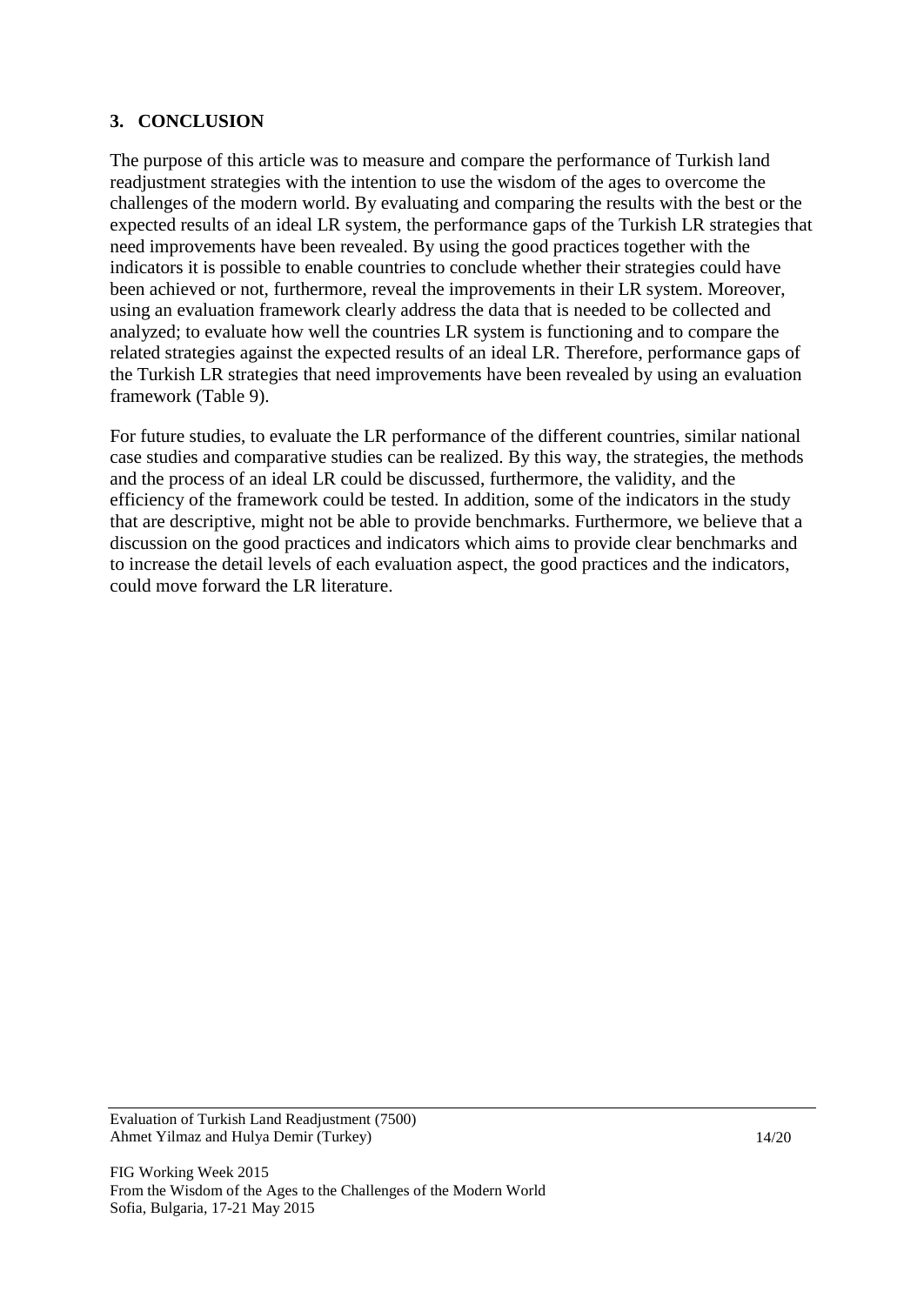## 3. CONCLUSION

The purpose of this article was to measure and compare the performance of Turkish land readjustment strategies with the intention to use the wisdom of the ages to overcome the challenges of the modern world. By evaluating and comparing the results with the best or the expected results of an ideal LR system, the performance gaps of the Turkish LR strategies that need improvements have been revealed. By using the good practices together with the indicators it is possible to enable countries to conclude whether their strategies could have been achieved or not, furthermore, reveal the improvements in their LR system. Moreover, using an evaluation framework clearly address the data that is needed to be collected and analyzed; to evaluate how well the countries LR system is functioning and to compare the related strategies against the expected results of an ideal LR. Therefore, performance gaps of the Turkish LR strategies that need improvements have been revealed by using an evaluation framework (Table 9).

For future studies, to evaluate the LR performance of the different countries, similar national case studies and comparative studies can be realized. By this way, the strategies, the methods and the process of an ideal LR could be discussed, furthermore, the validity, and the efficiency of the framework could be tested. In addition, some of the indicators in the study that are descriptive, might not be able to provide benchmarks. Furthermore, we believe that a discussion on the good practices and indicators which aims to provide clear benchmarks and to increase the detail levels of each evaluation aspect, the good practices and the indicators, could move forward the LR literature.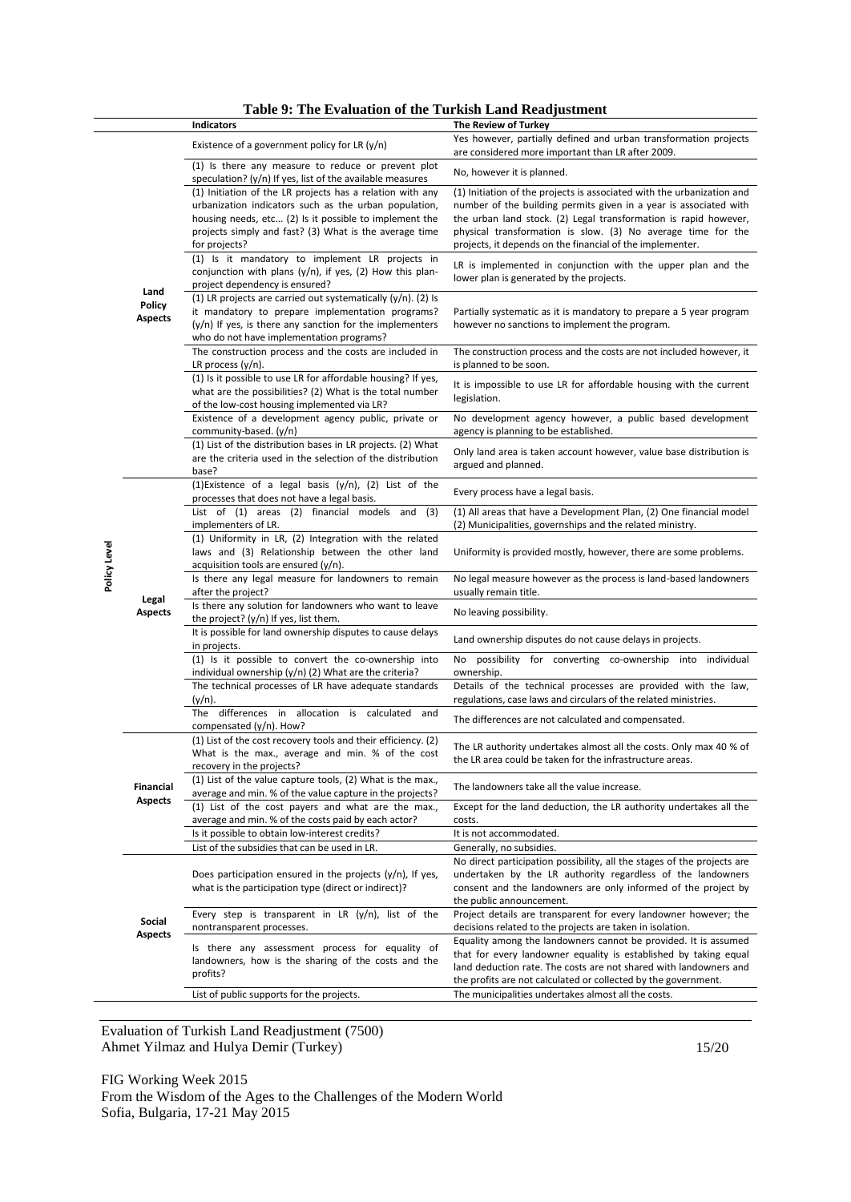**Table 9: The Evaluation of the Turkish Land Readjustment**

| | | Indicators | The Review of Turkey |
|---|---|---|---|
| Policy Level | Land Policy Aspects | Existence of a government policy for LR (y/n) | Yes however, partially defined and urban transformation projects are considered more important than LR after 2009. |
| | | (1) Is there any measure to reduce or prevent plot speculation? (y/n) If yes, list of the available measures | No, however it is planned. |
| | | (1) Initiation of the LR projects has a relation with any urbanization indicators such as the urban population, housing needs, etc... (2) Is it possible to implement the projects simply and fast? (3) What is the average time for projects? | (1) Initiation of the projects is associated with the urbanization and number of the building permits given in a year is associated with the urban land stock. (2) Legal transformation is rapid however, physical transformation is slow. (3) No average time for the projects, it depends on the financial of the implementer. |
| | | (1) Is it mandatory to implement LR projects in conjunction with plans (y/n), if yes, (2) How this plan-project dependency is ensured? | LR is implemented in conjunction with the upper plan and the lower plan is generated by the projects. |
| | | (1) LR projects are carried out systematically (y/n). (2) Is it mandatory to prepare implementation programs? (y/n) If yes, is there any sanction for the implementers who do not have implementation programs? | Partially systematic as it is mandatory to prepare a 5 year program however no sanctions to implement the program. |
| | | The construction process and the costs are included in LR process (y/n). | The construction process and the costs are not included however, it is planned to be soon. |
| | | (1) Is it possible to use LR for affordable housing? If yes, what are the possibilities? (2) What is the total number of the low-cost housing implemented via LR? | It is impossible to use LR for affordable housing with the current legislation. |
| | | Existence of a development agency public, private or community-based. (y/n) | No development agency however, a public based development agency is planning to be established. |
| | | (1) List of the distribution bases in LR projects. (2) What are the criteria used in the selection of the distribution base? | Only land area is taken account however, value base distribution is argued and planned. |
| | Legal Aspects | (1)Existence of a legal basis (y/n), (2) List of the processes that does not have a legal basis. | Every process have a legal basis. |
| | | List of (1) areas (2) financial models and (3) implementers of LR. | (1) All areas that have a Development Plan, (2) One financial model (2) Municipalities, governships and the related ministry. |
| | | (1) Uniformity in LR, (2) Integration with the related laws and (3) Relationship between the other land acquisition tools are ensured (y/n). | Uniformity is provided mostly, however, there are some problems. |
| | | Is there any legal measure for landowners to remain after the project? | No legal measure however as the process is land-based landowners usually remain title. |
| | | Is there any solution for landowners who want to leave the project? (y/n) If yes, list them. | No leaving possibility. |
| | | It is possible for land ownership disputes to cause delays in projects. | Land ownership disputes do not cause delays in projects. |
| | | (1) Is it possible to convert the co-ownership into individual ownership (y/n) (2) What are the criteria? | No possibility for converting co-ownership into individual ownership. |
| | | The technical processes of LR have adequate standards (y/n). | Details of the technical processes are provided with the law, regulations, case laws and circulars of the related ministries. |
| | | The differences in allocation is calculated and compensated (y/n). How? | The differences are not calculated and compensated. |
| | Financial Aspects | (1) List of the cost recovery tools and their efficiency. (2) What is the max., average and min. % of the cost recovery in the projects? | The LR authority undertakes almost all the costs. Only max 40 % of the LR area could be taken for the infrastructure areas. |
| | | (1) List of the value capture tools, (2) What is the max., average and min. % of the value capture in the projects? | The landowners take all the value increase. |
| | | (1) List of the cost payers and what are the max., average and min. % of the costs paid by each actor? | Except for the land deduction, the LR authority undertakes all the costs. |
| | | Is it possible to obtain low-interest credits? | It is not accommodated. |
| | | List of the subsidies that can be used in LR. | Generally, no subsidies. |
| | Social Aspects | Does participation ensured in the projects (y/n), If yes, what is the participation type (direct or indirect)? | No direct participation possibility, all the stages of the projects are undertaken by the LR authority regardless of the landowners consent and the landowners are only informed of the project by the public announcement. |
| | | Every step is transparent in LR (y/n), list of the nontransparent processes. | Project details are transparent for every landowner however; the decisions related to the projects are taken in isolation. |
| | | Is there any assessment process for equality of landowners, how is the sharing of the costs and the profits? | Equality among the landowners cannot be provided. It is assumed that for every landowner equality is established by taking equal land deduction rate. The costs are not shared with landowners and the profits are not calculated or collected by the government. |
| | | List of public supports for the projects. | The municipalities undertakes almost all the costs. |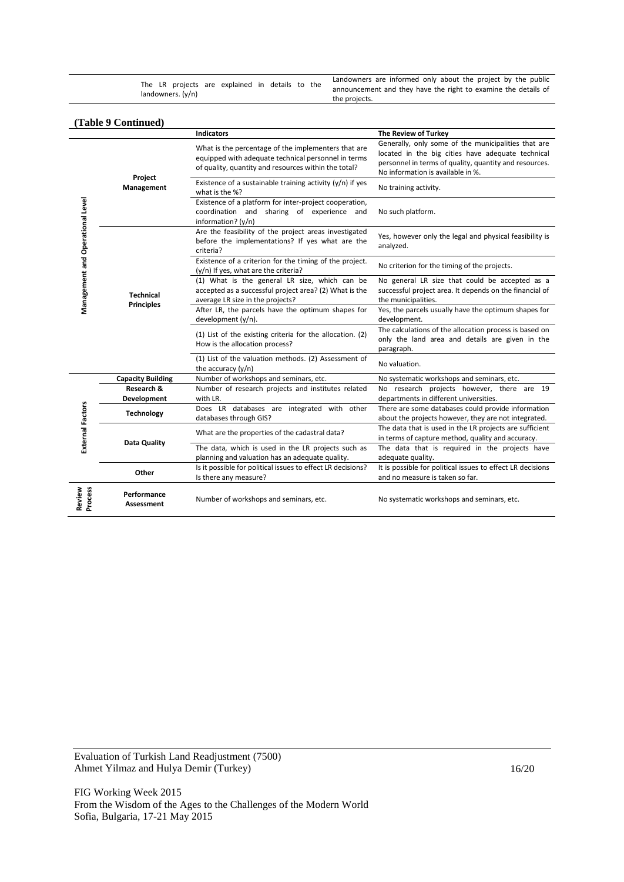| | | The LR projects are explained in details to the landowners. (y/n) | Landowners are informed only about the project by the public announcement and they have the right to examine the details of the projects. |
|---|---|---|---|

**(Table 9 Continued)**

| | | Indicators | The Review of Turkey |
|---|---|---|---|
| Management and Operational Level | Project Management | What is the percentage of the implementers that are equipped with adequate technical personnel in terms of quality, quantity and resources within the total? | Generally, only some of the municipalities that are located in the big cities have adequate technical personnel in terms of quality, quantity and resources. No information is available in %. |
| | | Existence of a sustainable training activity (y/n) if yes what is the %? | No training activity. |
| | | Existence of a platform for inter-project cooperation, coordination and sharing of experience and information? (y/n) | No such platform. |
| | Technical Principles | Are the feasibility of the project areas investigated before the implementations? If yes what are the criteria? | Yes, however only the legal and physical feasibility is analyzed. |
| | | Existence of a criterion for the timing of the project. (y/n) If yes, what are the criteria? | No criterion for the timing of the projects. |
| | | (1) What is the general LR size, which can be accepted as a successful project area? (2) What is the average LR size in the projects? | No general LR size that could be accepted as a successful project area. It depends on the financial of the municipalities. |
| | | After LR, the parcels have the optimum shapes for development (y/n). | Yes, the parcels usually have the optimum shapes for development. |
| | | (1) List of the existing criteria for the allocation. (2) How is the allocation process? | The calculations of the allocation process is based on only the land area and details are given in the paragraph. |
| | | (1) List of the valuation methods. (2) Assessment of the accuracy (y/n) | No valuation. |
| External Factors | Capacity Building | Number of workshops and seminars, etc. | No systematic workshops and seminars, etc. |
| | Research & Development | Number of research projects and institutes related with LR. | No research projects however, there are 19 departments in different universities. |
| | Technology | Does LR databases are integrated with other databases through GIS? | There are some databases could provide information about the projects however, they are not integrated. |
| | Data Quality | What are the properties of the cadastral data? | The data that is used in the LR projects are sufficient in terms of capture method, quality and accuracy. |
| | | The data, which is used in the LR projects such as planning and valuation has an adequate quality. | The data that is required in the projects have adequate quality. |
| | Other | Is it possible for political issues to effect LR decisions? Is there any measure? | It is possible for political issues to effect LR decisions and no measure is taken so far. |
| Review Process | Performance Assessment | Number of workshops and seminars, etc. | No systematic workshops and seminars, etc. |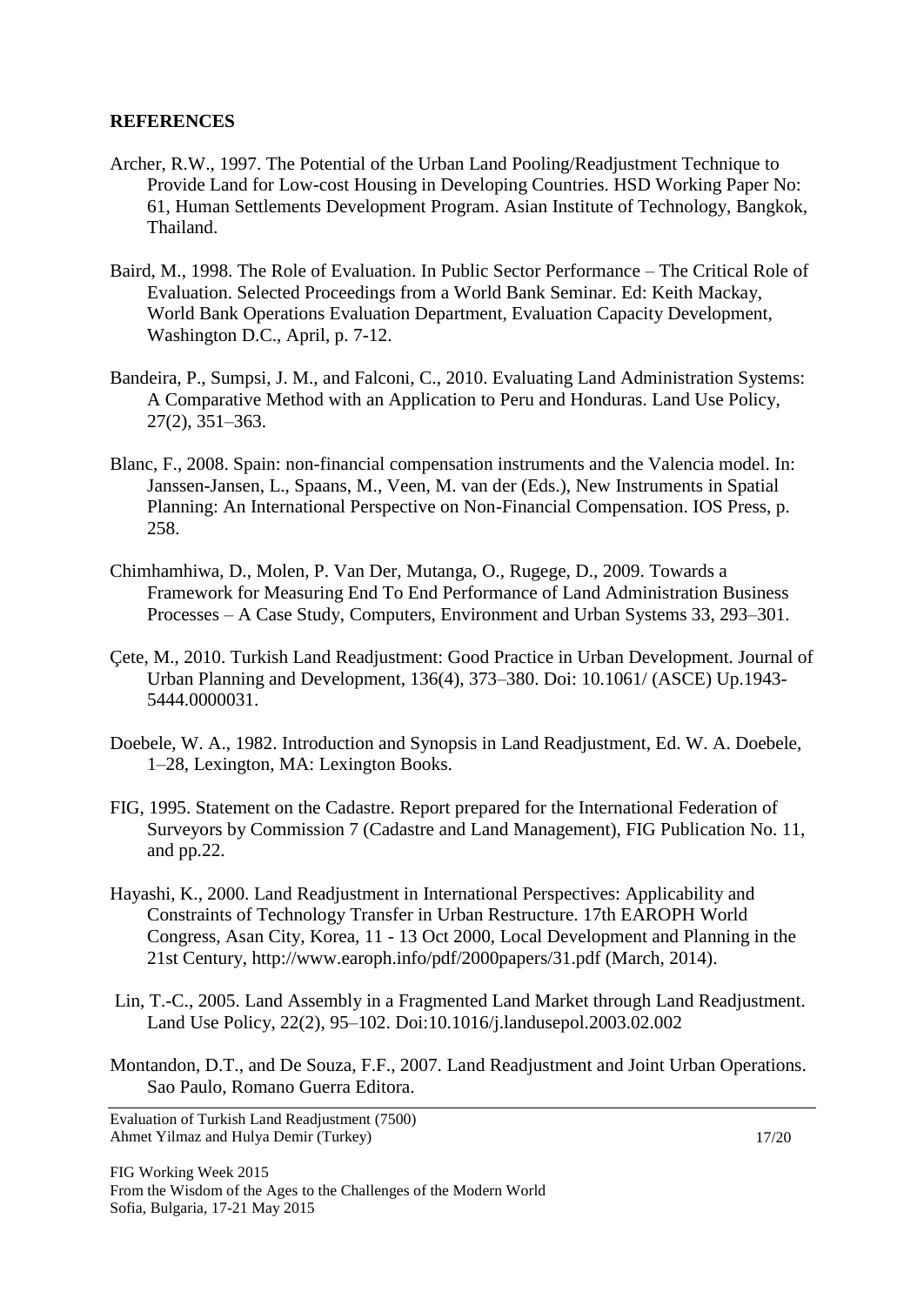## REFERENCES

Archer, R.W., 1997. The Potential of the Urban Land Pooling/Readjustment Technique to Provide Land for Low-cost Housing in Developing Countries. HSD Working Paper No: 61, Human Settlements Development Program. Asian Institute of Technology, Bangkok, Thailand.

Baird, M., 1998. The Role of Evaluation. In Public Sector Performance – The Critical Role of Evaluation. Selected Proceedings from a World Bank Seminar. Ed: Keith Mackay, World Bank Operations Evaluation Department, Evaluation Capacity Development, Washington D.C., April, p. 7-12.

Bandeira, P., Sumpsi, J. M., and Falconi, C., 2010. Evaluating Land Administration Systems: A Comparative Method with an Application to Peru and Honduras. Land Use Policy, 27(2), 351–363.

Blanc, F., 2008. Spain: non-financial compensation instruments and the Valencia model. In: Janssen-Jansen, L., Spaans, M., Veen, M. van der (Eds.), New Instruments in Spatial Planning: An International Perspective on Non-Financial Compensation. IOS Press, p. 258.

Chimhamhiwa, D., Molen, P. Van Der, Mutanga, O., Rugege, D., 2009. Towards a Framework for Measuring End To End Performance of Land Administration Business Processes – A Case Study, Computers, Environment and Urban Systems 33, 293–301.

Çete, M., 2010. Turkish Land Readjustment: Good Practice in Urban Development. Journal of Urban Planning and Development, 136(4), 373–380. Doi: 10.1061/ (ASCE) Up.1943-5444.0000031.

Doebele, W. A., 1982. Introduction and Synopsis in Land Readjustment, Ed. W. A. Doebele, 1–28, Lexington, MA: Lexington Books.

FIG, 1995. Statement on the Cadastre. Report prepared for the International Federation of Surveyors by Commission 7 (Cadastre and Land Management), FIG Publication No. 11, and pp.22.

Hayashi, K., 2000. Land Readjustment in International Perspectives: Applicability and Constraints of Technology Transfer in Urban Restructure. 17th EAROPH World Congress, Asan City, Korea, 11 - 13 Oct 2000, Local Development and Planning in the 21st Century, http://www.earoph.info/pdf/2000papers/31.pdf (March, 2014).

Lin, T.-C., 2005. Land Assembly in a Fragmented Land Market through Land Readjustment. Land Use Policy, 22(2), 95–102. Doi:10.1016/j.landusepol.2003.02.002

Montandon, D.T., and De Souza, F.F., 2007. Land Readjustment and Joint Urban Operations. Sao Paulo, Romano Guerra Editora.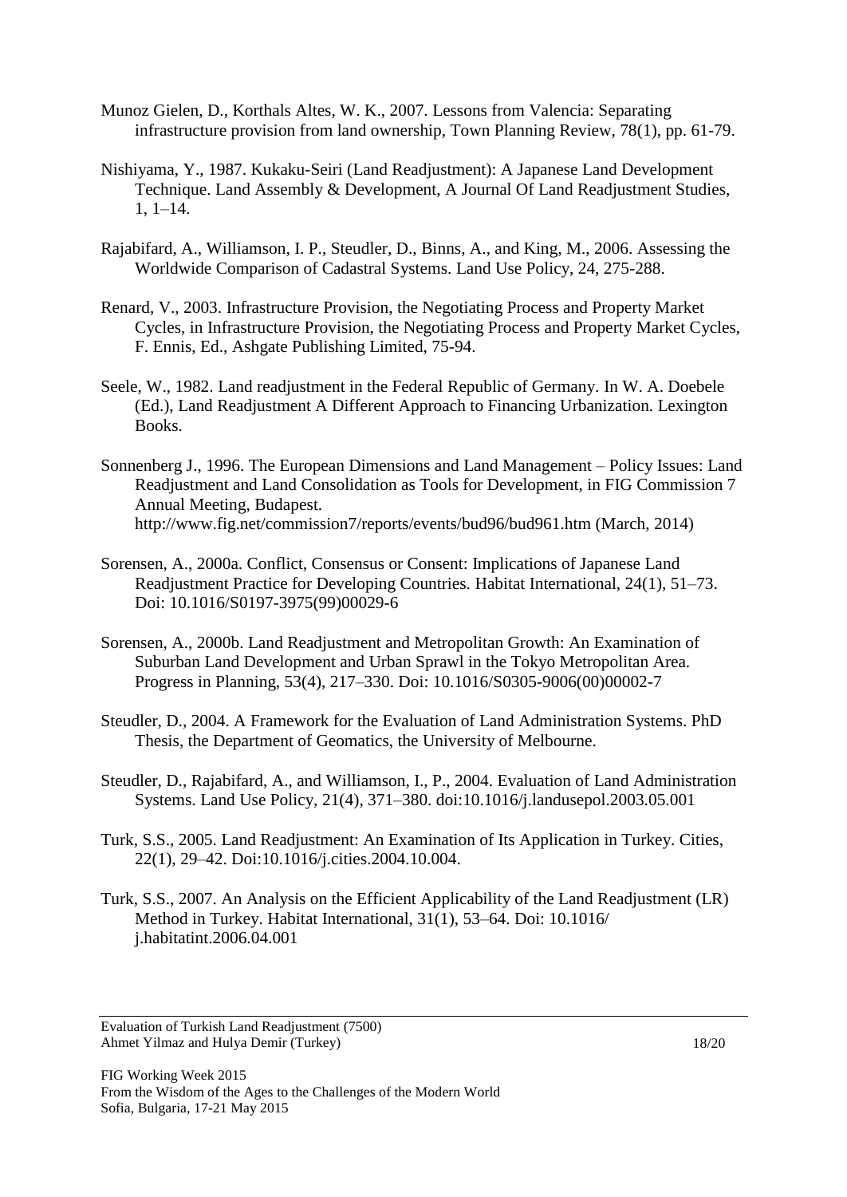Munoz Gielen, D., Korthals Altes, W. K., 2007. Lessons from Valencia: Separating infrastructure provision from land ownership, Town Planning Review, 78(1), pp. 61-79.

Nishiyama, Y., 1987. Kukaku-Seiri (Land Readjustment): A Japanese Land Development Technique. Land Assembly & Development, A Journal Of Land Readjustment Studies, 1, 1–14.

Rajabifard, A., Williamson, I. P., Steudler, D., Binns, A., and King, M., 2006. Assessing the Worldwide Comparison of Cadastral Systems. Land Use Policy, 24, 275-288.

Renard, V., 2003. Infrastructure Provision, the Negotiating Process and Property Market Cycles, in Infrastructure Provision, the Negotiating Process and Property Market Cycles, F. Ennis, Ed., Ashgate Publishing Limited, 75-94.

Seele, W., 1982. Land readjustment in the Federal Republic of Germany. In W. A. Doebele (Ed.), Land Readjustment A Different Approach to Financing Urbanization. Lexington Books.

Sonnenberg J., 1996. The European Dimensions and Land Management – Policy Issues: Land Readjustment and Land Consolidation as Tools for Development, in FIG Commission 7 Annual Meeting, Budapest. http://www.fig.net/commission7/reports/events/bud96/bud961.htm (March, 2014)

Sorensen, A., 2000a. Conflict, Consensus or Consent: Implications of Japanese Land Readjustment Practice for Developing Countries. Habitat International, 24(1), 51–73. Doi: 10.1016/S0197-3975(99)00029-6

Sorensen, A., 2000b. Land Readjustment and Metropolitan Growth: An Examination of Suburban Land Development and Urban Sprawl in the Tokyo Metropolitan Area. Progress in Planning, 53(4), 217–330. Doi: 10.1016/S0305-9006(00)00002-7

Steudler, D., 2004. A Framework for the Evaluation of Land Administration Systems. PhD Thesis, the Department of Geomatics, the University of Melbourne.

Steudler, D., Rajabifard, A., and Williamson, I., P., 2004. Evaluation of Land Administration Systems. Land Use Policy, 21(4), 371–380. doi:10.1016/j.landusepol.2003.05.001

Turk, S.S., 2005. Land Readjustment: An Examination of Its Application in Turkey. Cities, 22(1), 29–42. Doi:10.1016/j.cities.2004.10.004.

Turk, S.S., 2007. An Analysis on the Efficient Applicability of the Land Readjustment (LR) Method in Turkey. Habitat International, 31(1), 53–64. Doi: 10.1016/ j.habitatint.2006.04.001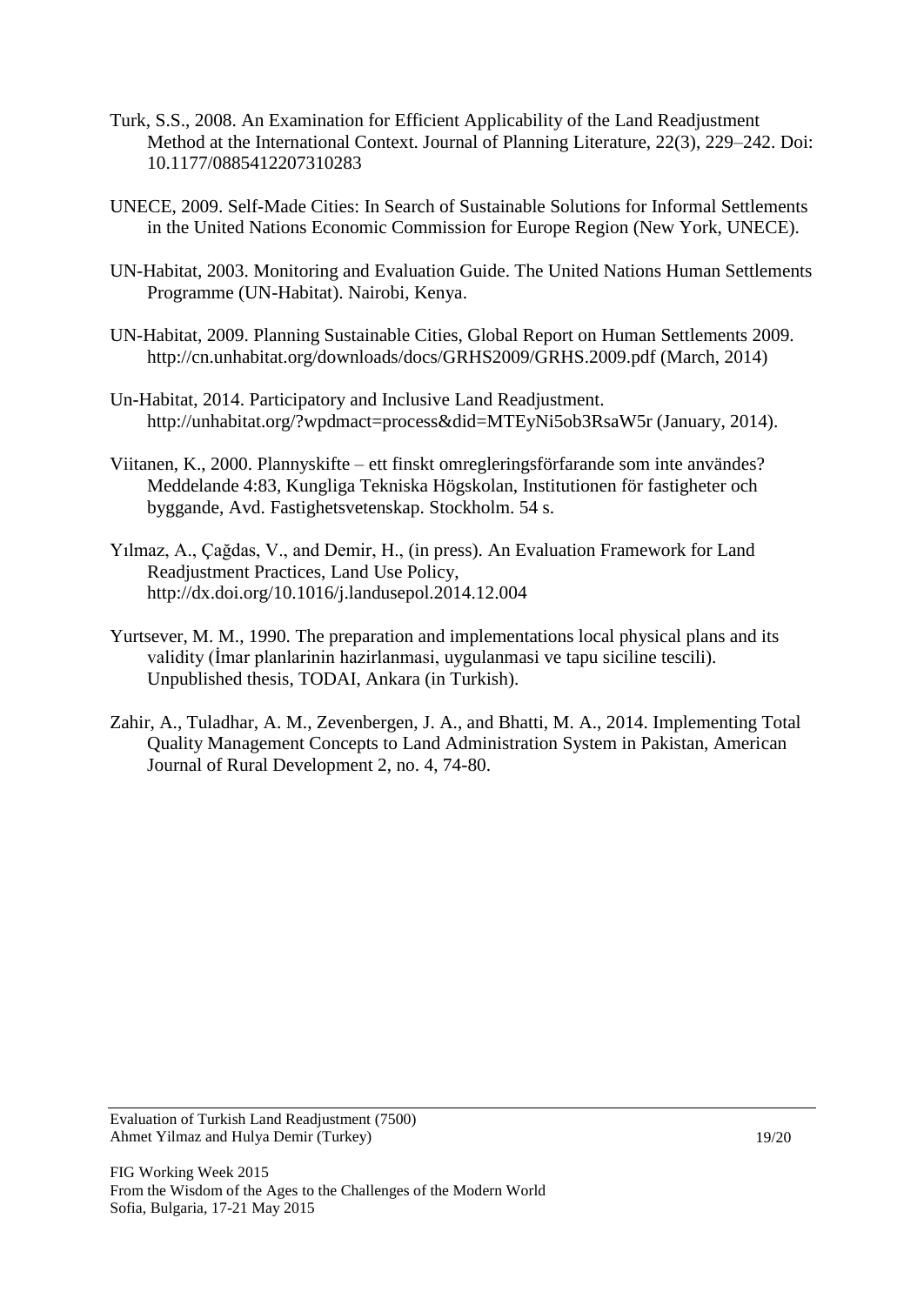Turk, S.S., 2008. An Examination for Efficient Applicability of the Land Readjustment Method at the International Context. Journal of Planning Literature, 22(3), 229–242. Doi: 10.1177/0885412207310283

UNECE, 2009. Self-Made Cities: In Search of Sustainable Solutions for Informal Settlements in the United Nations Economic Commission for Europe Region (New York, UNECE).

UN-Habitat, 2003. Monitoring and Evaluation Guide. The United Nations Human Settlements Programme (UN-Habitat). Nairobi, Kenya.

UN-Habitat, 2009. Planning Sustainable Cities, Global Report on Human Settlements 2009. http://cn.unhabitat.org/downloads/docs/GRHS2009/GRHS.2009.pdf (March, 2014)

Un-Habitat, 2014. Participatory and Inclusive Land Readjustment. http://unhabitat.org/?wpdmact=process&did=MTEyNi5ob3RsaW5r (January, 2014).

Viitanen, K., 2000. Plannyskifte – ett finskt omregleringsförfarande som inte användes? Meddelande 4:83, Kungliga Tekniska Högskolan, Institutionen för fastigheter och byggande, Avd. Fastighetsvetenskap. Stockholm. 54 s.

Yılmaz, A., Çağdas, V., and Demir, H., (in press). An Evaluation Framework for Land Readjustment Practices, Land Use Policy, http://dx.doi.org/10.1016/j.landusepol.2014.12.004

Yurtsever, M. M., 1990. The preparation and implementations local physical plans and its validity (İmar planlarinin hazirlanmasi, uygulanmasi ve tapu siciline tescili). Unpublished thesis, TODAI, Ankara (in Turkish).

Zahir, A., Tuladhar, A. M., Zevenbergen, J. A., and Bhatti, M. A., 2014. Implementing Total Quality Management Concepts to Land Administration System in Pakistan, American Journal of Rural Development 2, no. 4, 74-80.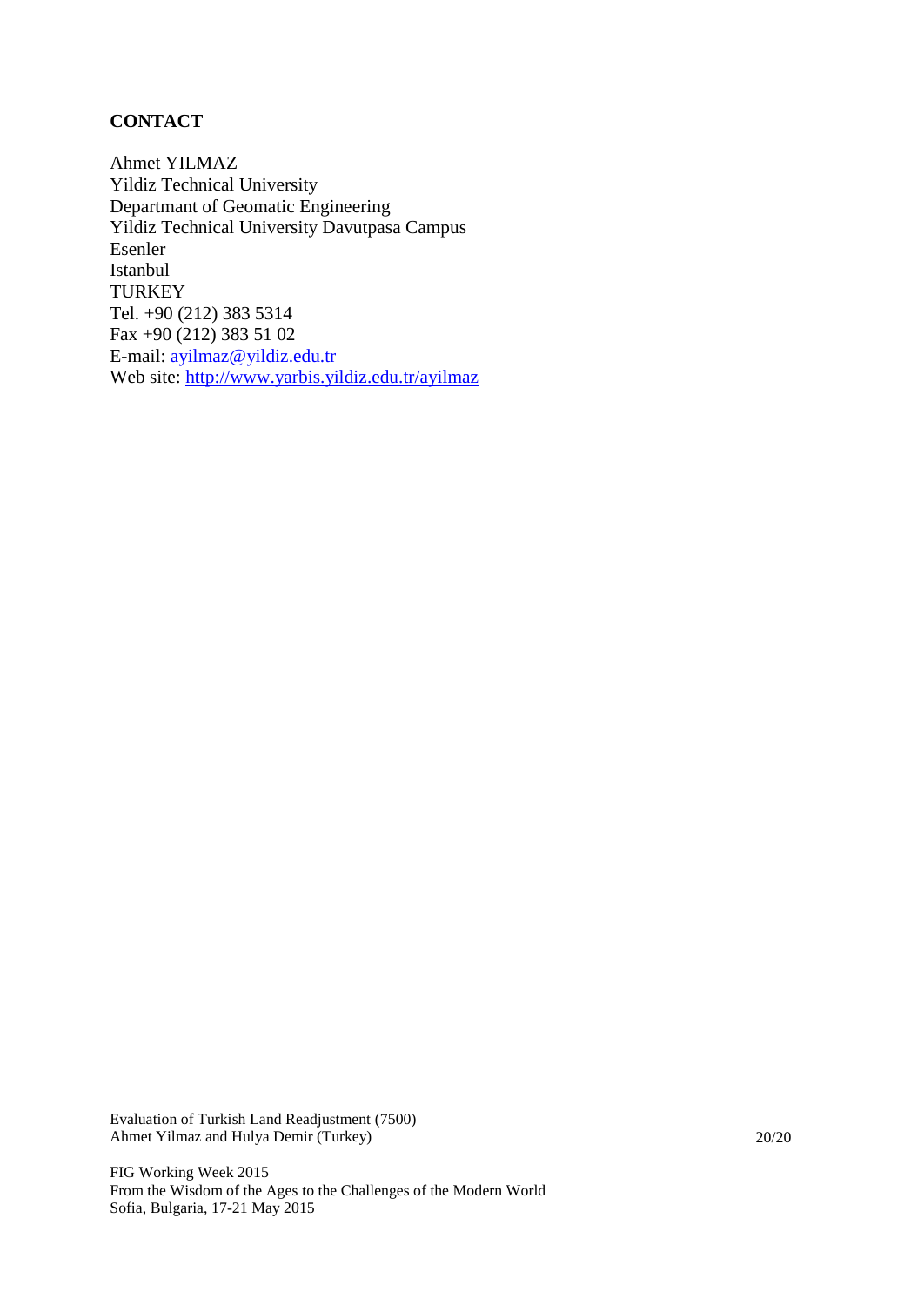## CONTACT

Ahmet YILMAZ  
Yildiz Technical University  
Departmant of Geomatic Engineering  
Yildiz Technical University Davutpasa Campus  
Esenler  
Istanbul  
TURKEY  
Tel. +90 (212) 383 5314  
Fax +90 (212) 383 51 02  
E-mail: ayilmaz@yildiz.edu.tr  
Web site: http://www.yarbis.yildiz.edu.tr/ayilmaz